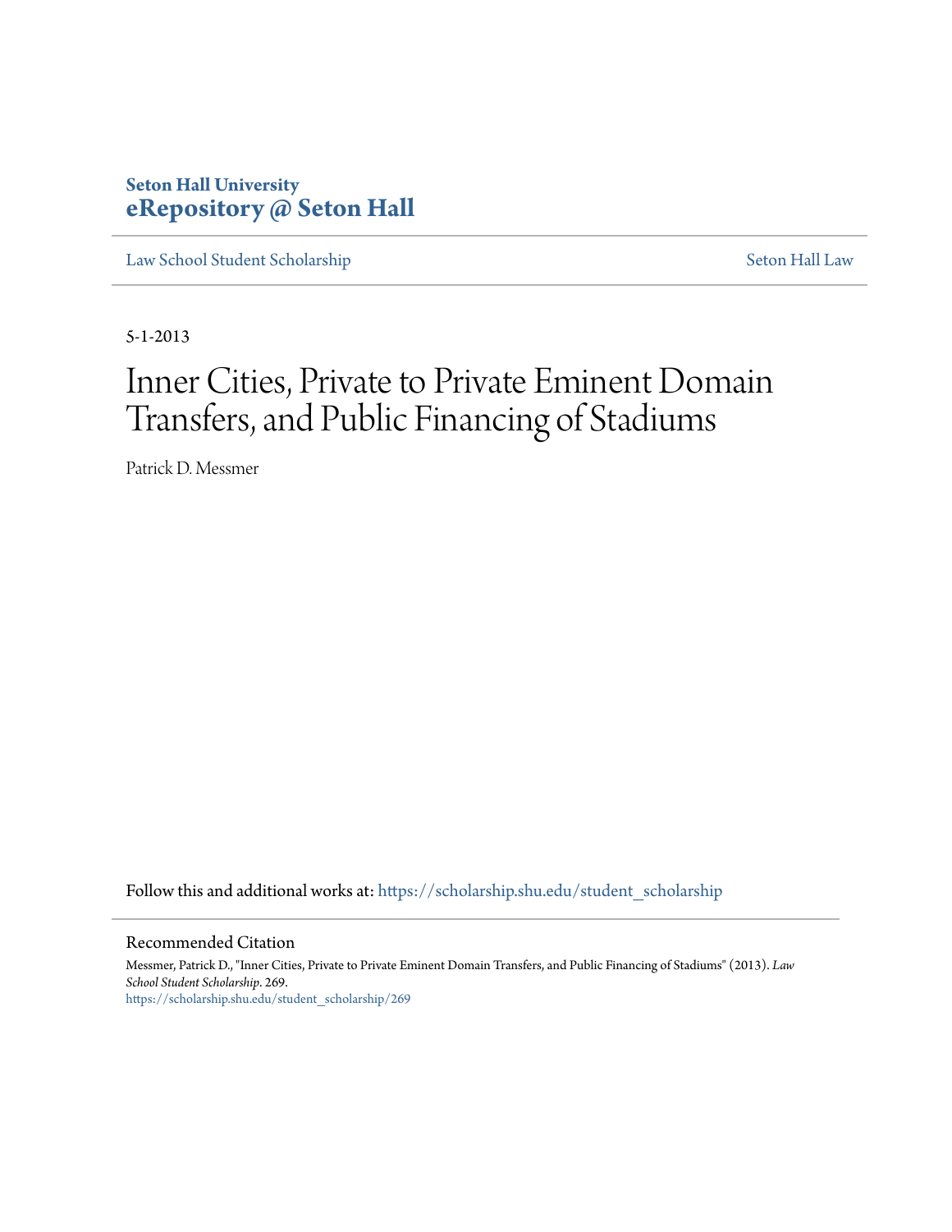**Seton Hall University**
**eRepository @ Seton Hall**

Law School Student Scholarship | Seton Hall Law

5-1-2013

# Inner Cities, Private to Private Eminent Domain Transfers, and Public Financing of Stadiums

Patrick D. Messmer

Follow this and additional works at: https://scholarship.shu.edu/student_scholarship

## Recommended Citation

Messmer, Patrick D., "Inner Cities, Private to Private Eminent Domain Transfers, and Public Financing of Stadiums" (2013). *Law School Student Scholarship*. 269.
https://scholarship.shu.edu/student_scholarship/269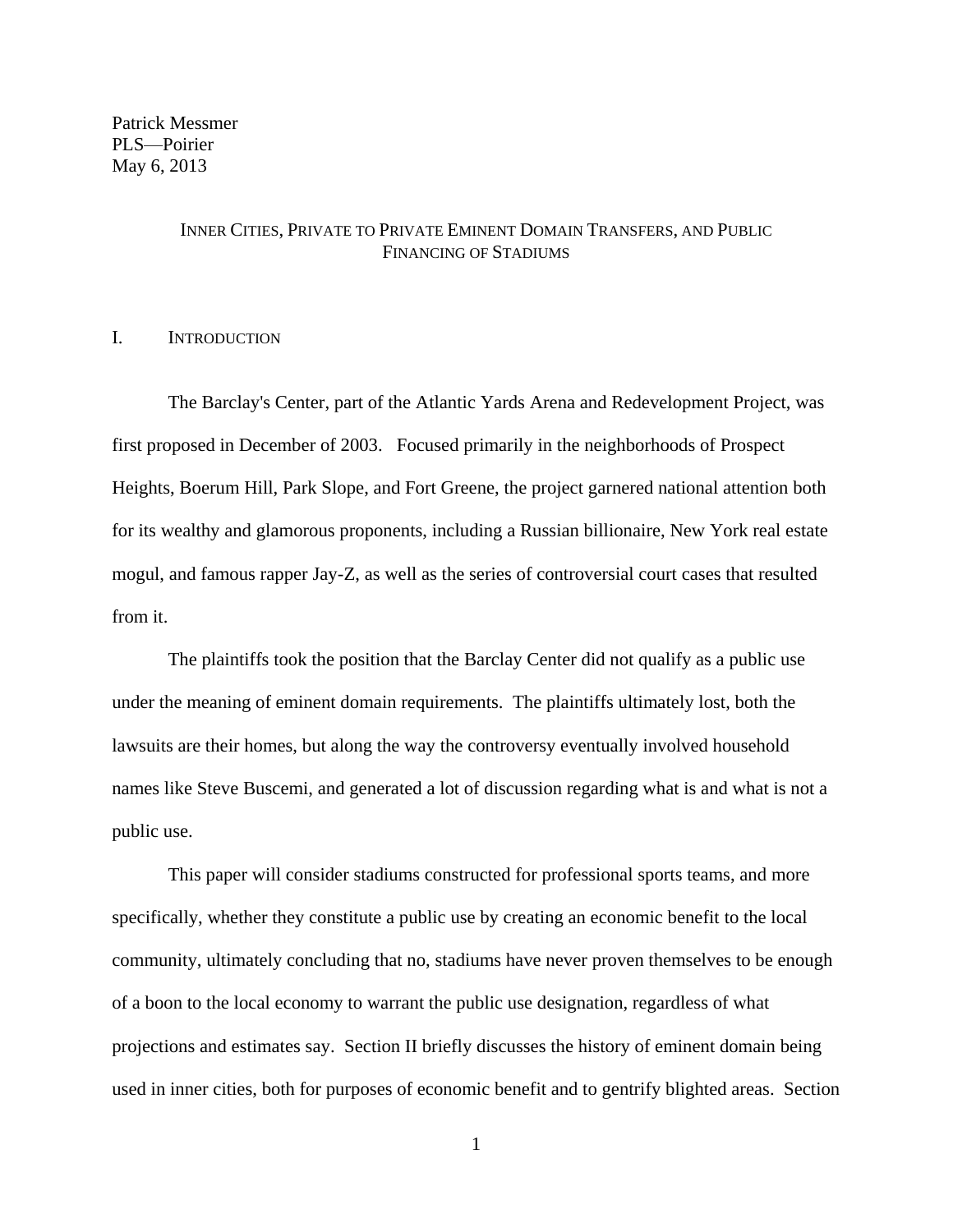Patrick Messmer
PLS—Poirier
May 6, 2013

# INNER CITIES, PRIVATE TO PRIVATE EMINENT DOMAIN TRANSFERS, AND PUBLIC FINANCING OF STADIUMS

## I. INTRODUCTION

The Barclay's Center, part of the Atlantic Yards Arena and Redevelopment Project, was first proposed in December of 2003. Focused primarily in the neighborhoods of Prospect Heights, Boerum Hill, Park Slope, and Fort Greene, the project garnered national attention both for its wealthy and glamorous proponents, including a Russian billionaire, New York real estate mogul, and famous rapper Jay-Z, as well as the series of controversial court cases that resulted from it.

The plaintiffs took the position that the Barclay Center did not qualify as a public use under the meaning of eminent domain requirements. The plaintiffs ultimately lost, both the lawsuits are their homes, but along the way the controversy eventually involved household names like Steve Buscemi, and generated a lot of discussion regarding what is and what is not a public use.

This paper will consider stadiums constructed for professional sports teams, and more specifically, whether they constitute a public use by creating an economic benefit to the local community, ultimately concluding that no, stadiums have never proven themselves to be enough of a boon to the local economy to warrant the public use designation, regardless of what projections and estimates say. Section II briefly discusses the history of eminent domain being used in inner cities, both for purposes of economic benefit and to gentrify blighted areas. Section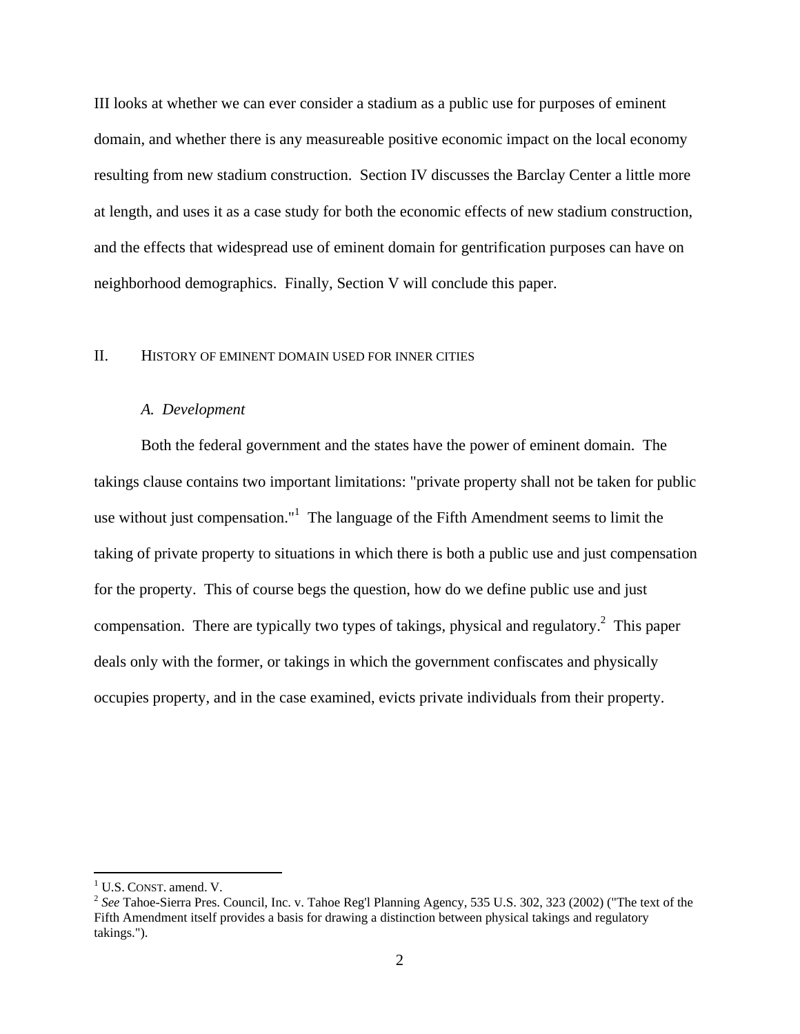III looks at whether we can ever consider a stadium as a public use for purposes of eminent domain, and whether there is any measureable positive economic impact on the local economy resulting from new stadium construction. Section IV discusses the Barclay Center a little more at length, and uses it as a case study for both the economic effects of new stadium construction, and the effects that widespread use of eminent domain for gentrification purposes can have on neighborhood demographics. Finally, Section V will conclude this paper.

## II. History of eminent domain used for inner cities

### *A. Development*

Both the federal government and the states have the power of eminent domain. The takings clause contains two important limitations: "private property shall not be taken for public use without just compensation."[1] The language of the Fifth Amendment seems to limit the taking of private property to situations in which there is both a public use and just compensation for the property. This of course begs the question, how do we define public use and just compensation. There are typically two types of takings, physical and regulatory.[2] This paper deals only with the former, or takings in which the government confiscates and physically occupies property, and in the case examined, evicts private individuals from their property.

---

[1] U.S. CONST. amend. V.

[2] *See* Tahoe-Sierra Pres. Council, Inc. v. Tahoe Reg'l Planning Agency, 535 U.S. 302, 323 (2002) ("The text of the Fifth Amendment itself provides a basis for drawing a distinction between physical takings and regulatory takings.").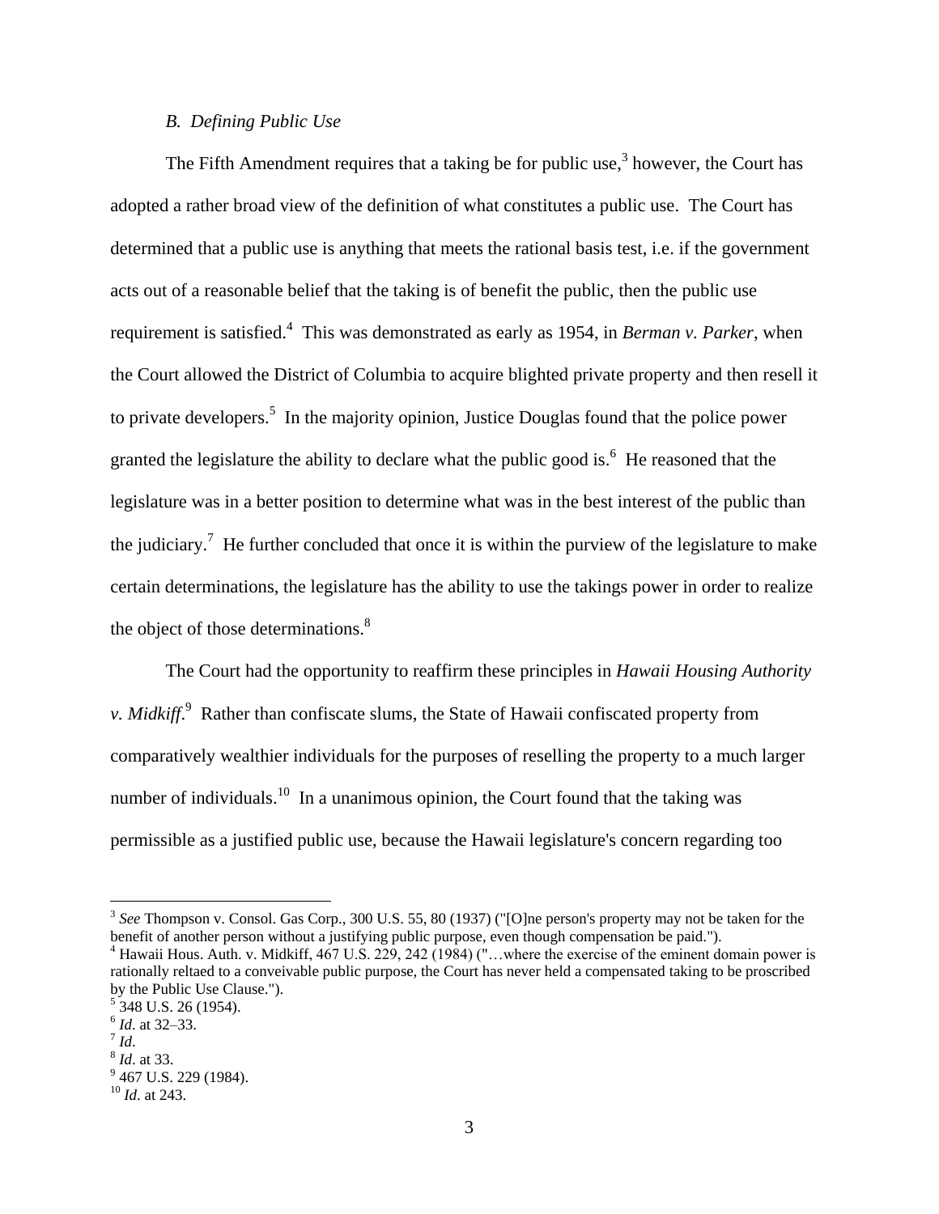### *B. Defining Public Use*

The Fifth Amendment requires that a taking be for public use,[3] however, the Court has adopted a rather broad view of the definition of what constitutes a public use. The Court has determined that a public use is anything that meets the rational basis test, i.e. if the government acts out of a reasonable belief that the taking is of benefit the public, then the public use requirement is satisfied.[4] This was demonstrated as early as 1954, in *Berman v. Parker*, when the Court allowed the District of Columbia to acquire blighted private property and then resell it to private developers.[5] In the majority opinion, Justice Douglas found that the police power granted the legislature the ability to declare what the public good is.[6] He reasoned that the legislature was in a better position to determine what was in the best interest of the public than the judiciary.[7] He further concluded that once it is within the purview of the legislature to make certain determinations, the legislature has the ability to use the takings power in order to realize the object of those determinations.[8]

The Court had the opportunity to reaffirm these principles in *Hawaii Housing Authority v. Midkiff*.[9] Rather than confiscate slums, the State of Hawaii confiscated property from comparatively wealthier individuals for the purposes of reselling the property to a much larger number of individuals.[10] In a unanimous opinion, the Court found that the taking was permissible as a justified public use, because the Hawaii legislature's concern regarding too

---

[3] *See* Thompson v. Consol. Gas Corp., 300 U.S. 55, 80 (1937) ("[O]ne person's property may not be taken for the benefit of another person without a justifying public purpose, even though compensation be paid.").

[4] Hawaii Hous. Auth. v. Midkiff, 467 U.S. 229, 242 (1984) ("…where the exercise of the eminent domain power is rationally reltaed to a conveivable public purpose, the Court has never held a compensated taking to be proscribed by the Public Use Clause.").

[5] 348 U.S. 26 (1954).

[6] *Id*. at 32–33.

[7] *Id*.

[8] *Id*. at 33.

[9] 467 U.S. 229 (1984).

[10] *Id*. at 243.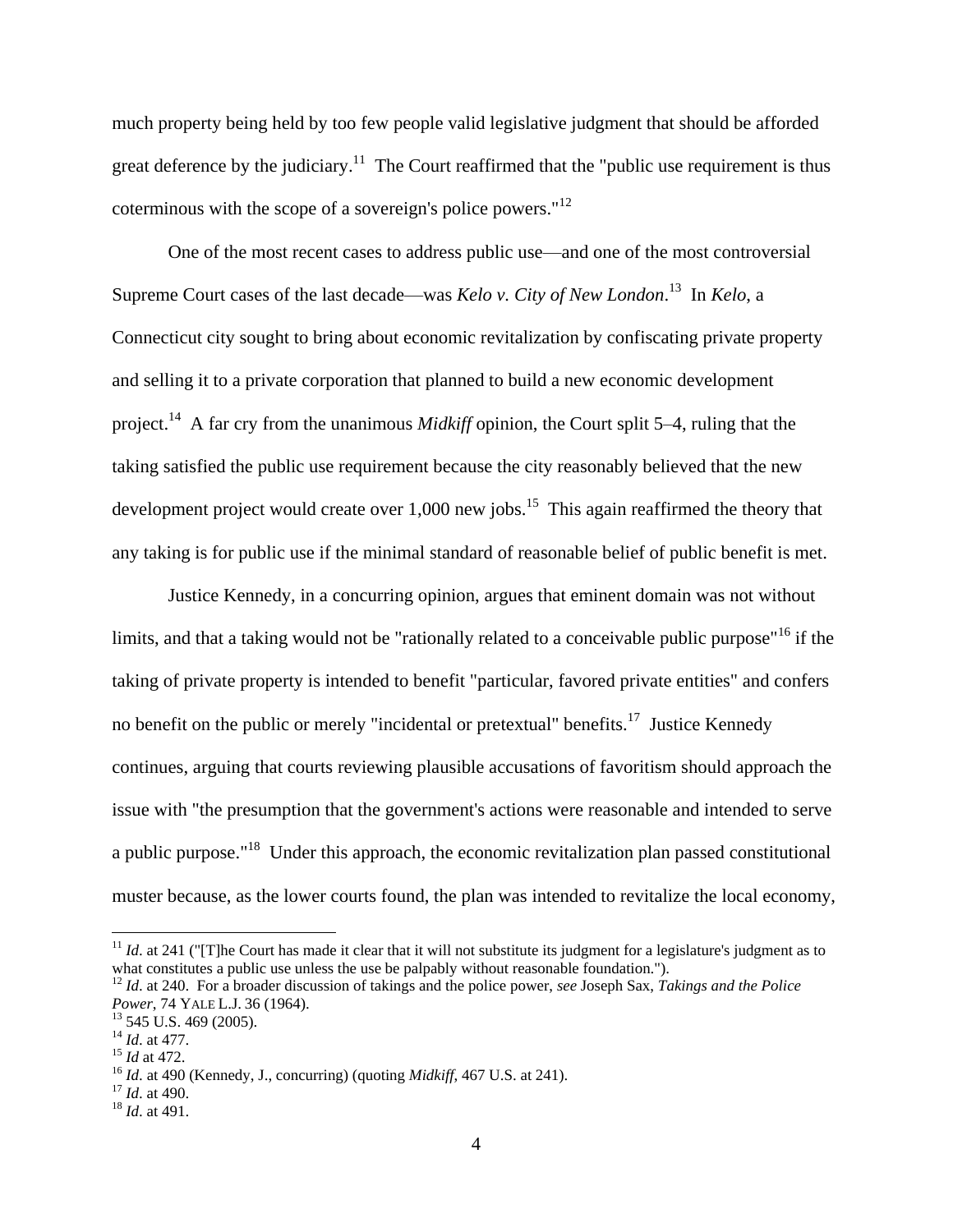much property being held by too few people valid legislative judgment that should be afforded great deference by the judiciary.[11] The Court reaffirmed that the "public use requirement is thus coterminous with the scope of a sovereign's police powers."[12]

One of the most recent cases to address public use—and one of the most controversial Supreme Court cases of the last decade—was *Kelo v. City of New London*.[13] In *Kelo*, a Connecticut city sought to bring about economic revitalization by confiscating private property and selling it to a private corporation that planned to build a new economic development project.[14] A far cry from the unanimous *Midkiff* opinion, the Court split 5–4, ruling that the taking satisfied the public use requirement because the city reasonably believed that the new development project would create over 1,000 new jobs.[15] This again reaffirmed the theory that any taking is for public use if the minimal standard of reasonable belief of public benefit is met.

Justice Kennedy, in a concurring opinion, argues that eminent domain was not without limits, and that a taking would not be "rationally related to a conceivable public purpose"[16] if the taking of private property is intended to benefit "particular, favored private entities" and confers no benefit on the public or merely "incidental or pretextual" benefits.[17] Justice Kennedy continues, arguing that courts reviewing plausible accusations of favoritism should approach the issue with "the presumption that the government's actions were reasonable and intended to serve a public purpose."[18] Under this approach, the economic revitalization plan passed constitutional muster because, as the lower courts found, the plan was intended to revitalize the local economy,

---

[11] *Id*. at 241 ("[T]he Court has made it clear that it will not substitute its judgment for a legislature's judgment as to what constitutes a public use unless the use be palpably without reasonable foundation.").

[12] *Id*. at 240. For a broader discussion of takings and the police power, *see* Joseph Sax, *Takings and the Police Power*, 74 YALE L.J. 36 (1964).

[13] 545 U.S. 469 (2005).

[14] *Id*. at 477.

[15] *Id* at 472.

[16] *Id*. at 490 (Kennedy, J., concurring) (quoting *Midkiff*, 467 U.S. at 241).

[17] *Id*. at 490.

[18] *Id*. at 491.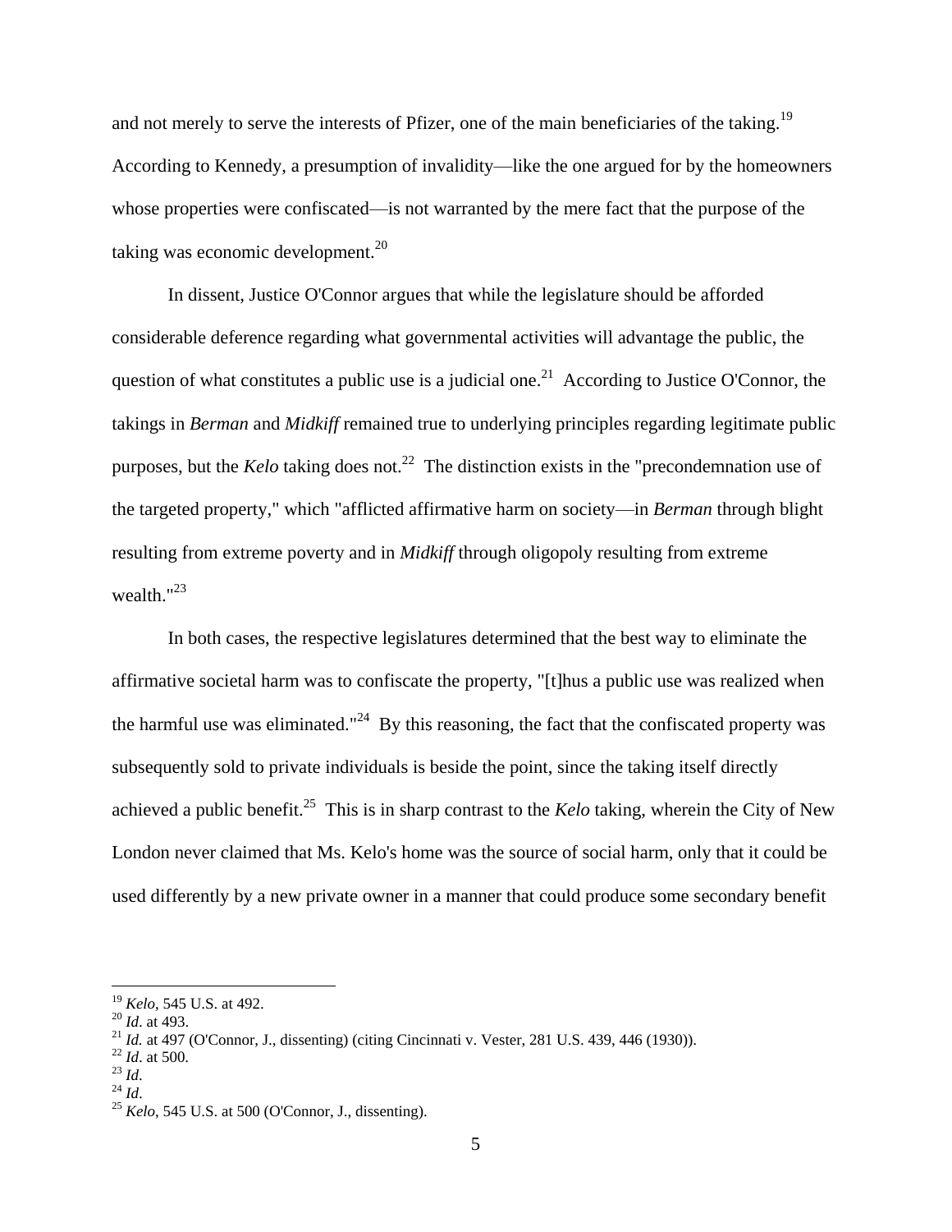and not merely to serve the interests of Pfizer, one of the main beneficiaries of the taking.[19] According to Kennedy, a presumption of invalidity—like the one argued for by the homeowners whose properties were confiscated—is not warranted by the mere fact that the purpose of the taking was economic development.[20]

In dissent, Justice O'Connor argues that while the legislature should be afforded considerable deference regarding what governmental activities will advantage the public, the question of what constitutes a public use is a judicial one.[21] According to Justice O'Connor, the takings in *Berman* and *Midkiff* remained true to underlying principles regarding legitimate public purposes, but the *Kelo* taking does not.[22] The distinction exists in the "precondemnation use of the targeted property," which "afflicted affirmative harm on society—in *Berman* through blight resulting from extreme poverty and in *Midkiff* through oligopoly resulting from extreme wealth."[23]

In both cases, the respective legislatures determined that the best way to eliminate the affirmative societal harm was to confiscate the property, "[t]hus a public use was realized when the harmful use was eliminated."[24] By this reasoning, the fact that the confiscated property was subsequently sold to private individuals is beside the point, since the taking itself directly achieved a public benefit.[25] This is in sharp contrast to the *Kelo* taking, wherein the City of New London never claimed that Ms. Kelo's home was the source of social harm, only that it could be used differently by a new private owner in a manner that could produce some secondary benefit

---

[19] *Kelo*, 545 U.S. at 492.
[20] *Id*. at 493.
[21] *Id.* at 497 (O'Connor, J., dissenting) (citing Cincinnati v. Vester, 281 U.S. 439, 446 (1930)).
[22] *Id*. at 500.
[23] *Id*.
[24] *Id*.
[25] *Kelo*, 545 U.S. at 500 (O'Connor, J., dissenting).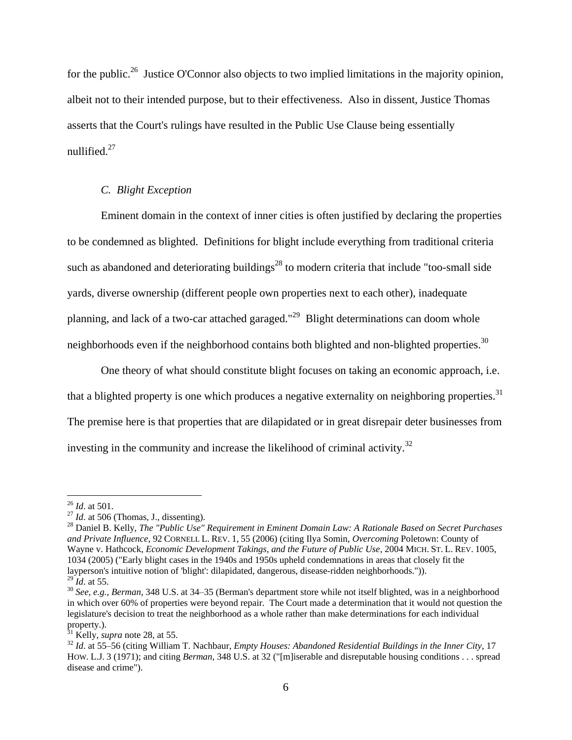for the public.[26] Justice O'Connor also objects to two implied limitations in the majority opinion, albeit not to their intended purpose, but to their effectiveness. Also in dissent, Justice Thomas asserts that the Court's rulings have resulted in the Public Use Clause being essentially nullified.[27]

### *C. Blight Exception*

Eminent domain in the context of inner cities is often justified by declaring the properties to be condemned as blighted. Definitions for blight include everything from traditional criteria such as abandoned and deteriorating buildings[28] to modern criteria that include "too-small side yards, diverse ownership (different people own properties next to each other), inadequate planning, and lack of a two-car attached garaged."[29] Blight determinations can doom whole neighborhoods even if the neighborhood contains both blighted and non-blighted properties.[30]

One theory of what should constitute blight focuses on taking an economic approach, i.e. that a blighted property is one which produces a negative externality on neighboring properties.[31] The premise here is that properties that are dilapidated or in great disrepair deter businesses from investing in the community and increase the likelihood of criminal activity.[32]

---

[26] *Id.* at 501.

[27] *Id.* at 506 (Thomas, J., dissenting).

[28] Daniel B. Kelly, *The "Public Use" Requirement in Eminent Domain Law: A Rationale Based on Secret Purchases and Private Influence*, 92 CORNELL L. REV. 1, 55 (2006) (citing Ilya Somin, *Overcoming* Poletown: County of Wayne v. Hathcock, *Economic Development Takings, and the Future of Public Use*, 2004 MICH. ST. L. REV. 1005, 1034 (2005) ("Early blight cases in the 1940s and 1950s upheld condemnations in areas that closely fit the layperson's intuitive notion of 'blight': dilapidated, dangerous, disease-ridden neighborhoods.")).

[29] *Id.* at 55.

[30] *See, e.g.*, *Berman*, 348 U.S. at 34–35 (Berman's department store while not itself blighted, was in a neighborhood in which over 60% of properties were beyond repair. The Court made a determination that it would not question the legislature's decision to treat the neighborhood as a whole rather than make determinations for each individual property.).

[31] Kelly, *supra* note 28, at 55.

[32] *Id.* at 55–56 (citing William T. Nachbaur, *Empty Houses: Abandoned Residential Buildings in the Inner City*, 17 HOW. L.J. 3 (1971); and citing *Berman*, 348 U.S. at 32 ("[m]iserable and disreputable housing conditions . . . spread disease and crime").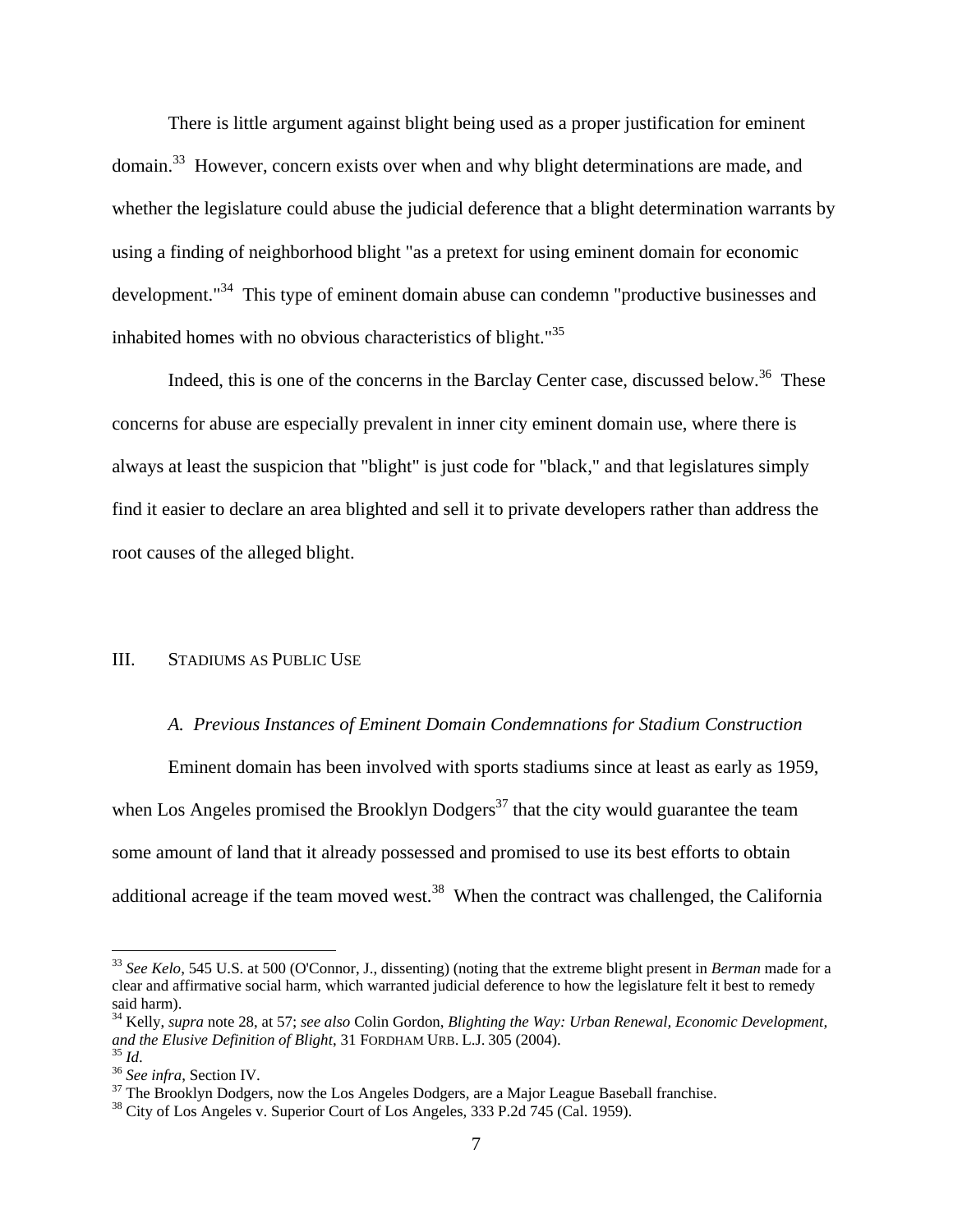There is little argument against blight being used as a proper justification for eminent domain.[33] However, concern exists over when and why blight determinations are made, and whether the legislature could abuse the judicial deference that a blight determination warrants by using a finding of neighborhood blight "as a pretext for using eminent domain for economic development."[34] This type of eminent domain abuse can condemn "productive businesses and inhabited homes with no obvious characteristics of blight."[35]

Indeed, this is one of the concerns in the Barclay Center case, discussed below.[36] These concerns for abuse are especially prevalent in inner city eminent domain use, where there is always at least the suspicion that "blight" is just code for "black," and that legislatures simply find it easier to declare an area blighted and sell it to private developers rather than address the root causes of the alleged blight.

## III. Stadiums as Public Use

### *A. Previous Instances of Eminent Domain Condemnations for Stadium Construction*

Eminent domain has been involved with sports stadiums since at least as early as 1959, when Los Angeles promised the Brooklyn Dodgers[37] that the city would guarantee the team some amount of land that it already possessed and promised to use its best efforts to obtain additional acreage if the team moved west.[38] When the contract was challenged, the California

---

[33] *See Kelo*, 545 U.S. at 500 (O'Connor, J., dissenting) (noting that the extreme blight present in *Berman* made for a clear and affirmative social harm, which warranted judicial deference to how the legislature felt it best to remedy said harm).

[34] Kelly, *supra* note 28, at 57; *see also* Colin Gordon, *Blighting the Way: Urban Renewal, Economic Development, and the Elusive Definition of Blight*, 31 Fordham Urb. L.J. 305 (2004).

[35] *Id*.

[36] *See infra*, Section IV.

[37] The Brooklyn Dodgers, now the Los Angeles Dodgers, are a Major League Baseball franchise.

[38] City of Los Angeles v. Superior Court of Los Angeles, 333 P.2d 745 (Cal. 1959).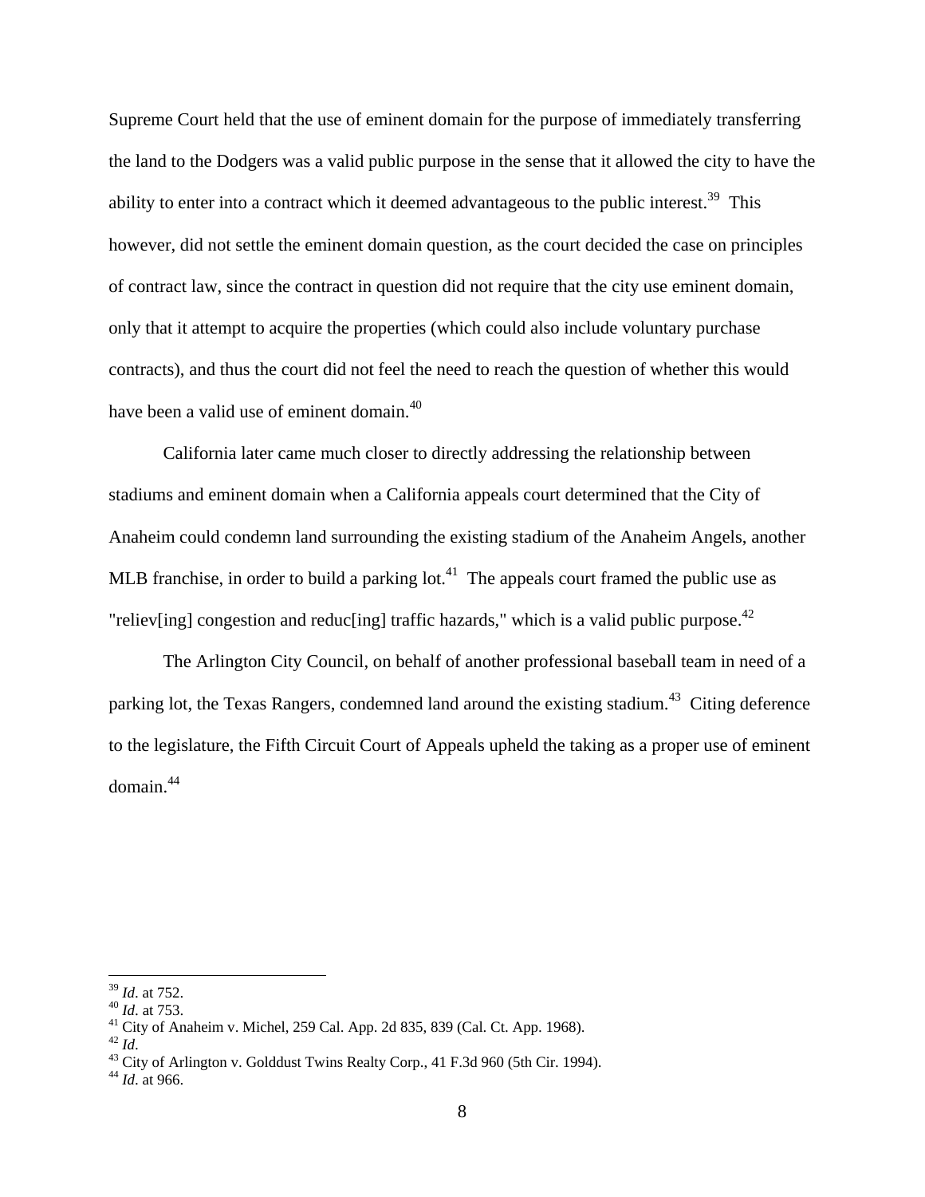Supreme Court held that the use of eminent domain for the purpose of immediately transferring the land to the Dodgers was a valid public purpose in the sense that it allowed the city to have the ability to enter into a contract which it deemed advantageous to the public interest.[39] This however, did not settle the eminent domain question, as the court decided the case on principles of contract law, since the contract in question did not require that the city use eminent domain, only that it attempt to acquire the properties (which could also include voluntary purchase contracts), and thus the court did not feel the need to reach the question of whether this would have been a valid use of eminent domain.[40]

California later came much closer to directly addressing the relationship between stadiums and eminent domain when a California appeals court determined that the City of Anaheim could condemn land surrounding the existing stadium of the Anaheim Angels, another MLB franchise, in order to build a parking lot.[41] The appeals court framed the public use as "reliev[ing] congestion and reduc[ing] traffic hazards," which is a valid public purpose.[42]

The Arlington City Council, on behalf of another professional baseball team in need of a parking lot, the Texas Rangers, condemned land around the existing stadium.[43] Citing deference to the legislature, the Fifth Circuit Court of Appeals upheld the taking as a proper use of eminent domain.[44]

---

[39] *Id*. at 752.
[40] *Id*. at 753.
[41] City of Anaheim v. Michel, 259 Cal. App. 2d 835, 839 (Cal. Ct. App. 1968).
[42] *Id*.
[43] City of Arlington v. Golddust Twins Realty Corp., 41 F.3d 960 (5th Cir. 1994).
[44] *Id*. at 966.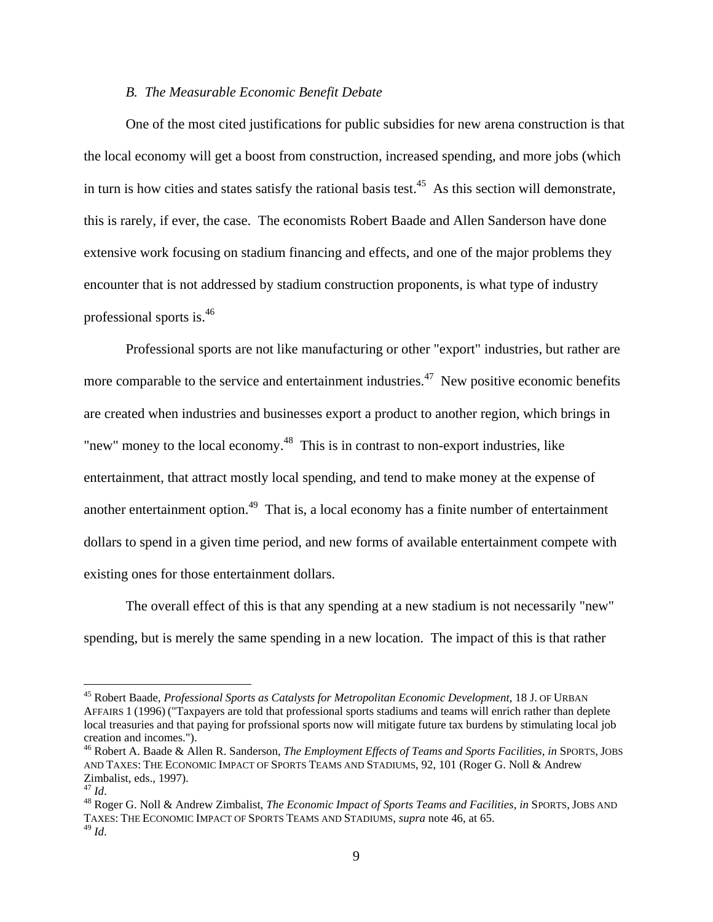### *B. The Measurable Economic Benefit Debate*

One of the most cited justifications for public subsidies for new arena construction is that the local economy will get a boost from construction, increased spending, and more jobs (which in turn is how cities and states satisfy the rational basis test.[45] As this section will demonstrate, this is rarely, if ever, the case. The economists Robert Baade and Allen Sanderson have done extensive work focusing on stadium financing and effects, and one of the major problems they encounter that is not addressed by stadium construction proponents, is what type of industry professional sports is.[46]

Professional sports are not like manufacturing or other "export" industries, but rather are more comparable to the service and entertainment industries.[47] New positive economic benefits are created when industries and businesses export a product to another region, which brings in "new" money to the local economy.[48] This is in contrast to non-export industries, like entertainment, that attract mostly local spending, and tend to make money at the expense of another entertainment option.[49] That is, a local economy has a finite number of entertainment dollars to spend in a given time period, and new forms of available entertainment compete with existing ones for those entertainment dollars.

The overall effect of this is that any spending at a new stadium is not necessarily "new" spending, but is merely the same spending in a new location. The impact of this is that rather

---

[45] Robert Baade, *Professional Sports as Catalysts for Metropolitan Economic Development*, 18 J. OF URBAN AFFAIRS 1 (1996) ("Taxpayers are told that professional sports stadiums and teams will enrich rather than deplete local treasuries and that paying for profssional sports now will mitigate future tax burdens by stimulating local job creation and incomes.").

[46] Robert A. Baade & Allen R. Sanderson, *The Employment Effects of Teams and Sports Facilities*, *in* SPORTS, JOBS AND TAXES: THE ECONOMIC IMPACT OF SPORTS TEAMS AND STADIUMS, 92, 101 (Roger G. Noll & Andrew Zimbalist, eds., 1997).

[47] *Id*.

[48] Roger G. Noll & Andrew Zimbalist, *The Economic Impact of Sports Teams and Facilities*, *in* SPORTS, JOBS AND TAXES: THE ECONOMIC IMPACT OF SPORTS TEAMS AND STADIUMS, *supra* note 46, at 65.

[49] *Id*.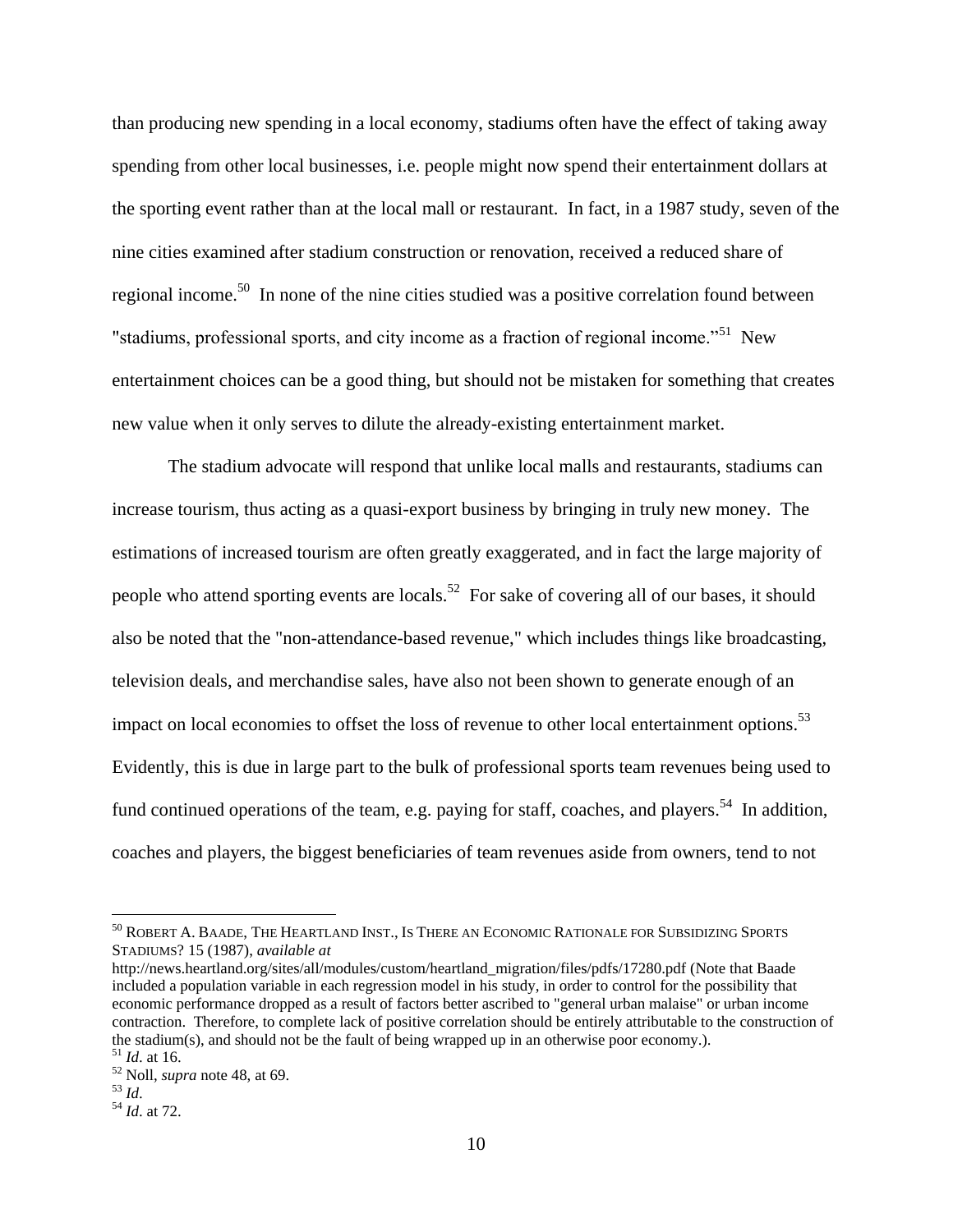than producing new spending in a local economy, stadiums often have the effect of taking away spending from other local businesses, i.e. people might now spend their entertainment dollars at the sporting event rather than at the local mall or restaurant.  In fact, in a 1987 study, seven of the nine cities examined after stadium construction or renovation, received a reduced share of regional income.[50]  In none of the nine cities studied was a positive correlation found between "stadiums, professional sports, and city income as a fraction of regional income."[51]  New entertainment choices can be a good thing, but should not be mistaken for something that creates new value when it only serves to dilute the already-existing entertainment market.

The stadium advocate will respond that unlike local malls and restaurants, stadiums can increase tourism, thus acting as a quasi-export business by bringing in truly new money.  The estimations of increased tourism are often greatly exaggerated, and in fact the large majority of people who attend sporting events are locals.[52]  For sake of covering all of our bases, it should also be noted that the "non-attendance-based revenue," which includes things like broadcasting, television deals, and merchandise sales, have also not been shown to generate enough of an impact on local economies to offset the loss of revenue to other local entertainment options.[53]  Evidently, this is due in large part to the bulk of professional sports team revenues being used to fund continued operations of the team, e.g. paying for staff, coaches, and players.[54]  In addition, coaches and players, the biggest beneficiaries of team revenues aside from owners, tend to not

---

[50] ROBERT A. BAADE, THE HEARTLAND INST., IS THERE AN ECONOMIC RATIONALE FOR SUBSIDIZING SPORTS STADIUMS? 15 (1987), *available at* http://news.heartland.org/sites/all/modules/custom/heartland_migration/files/pdfs/17280.pdf (Note that Baade included a population variable in each regression model in his study, in order to control for the possibility that economic performance dropped as a result of factors better ascribed to "general urban malaise" or urban income contraction.  Therefore, to complete lack of positive correlation should be entirely attributable to the construction of the stadium(s), and should not be the fault of being wrapped up in an otherwise poor economy.).

[51] *Id*. at 16.

[52] Noll, *supra* note 48, at 69.

[53] *Id*.

[54] *Id*. at 72.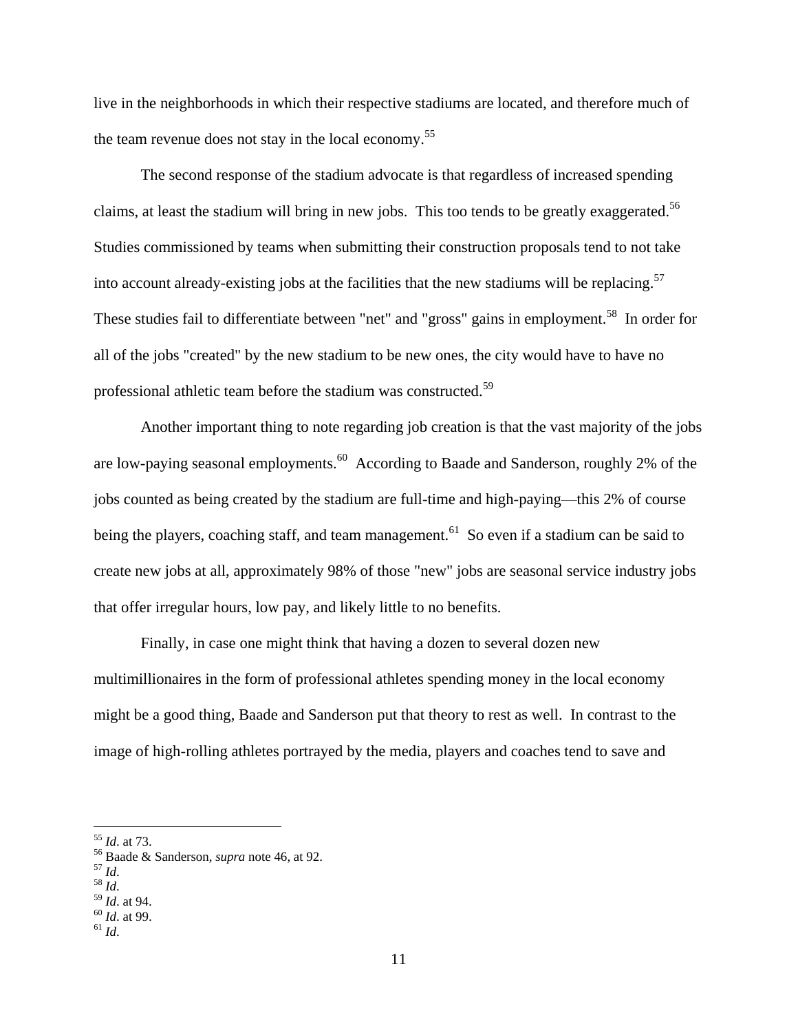live in the neighborhoods in which their respective stadiums are located, and therefore much of the team revenue does not stay in the local economy.[55]

The second response of the stadium advocate is that regardless of increased spending claims, at least the stadium will bring in new jobs. This too tends to be greatly exaggerated.[56] Studies commissioned by teams when submitting their construction proposals tend to not take into account already-existing jobs at the facilities that the new stadiums will be replacing.[57] These studies fail to differentiate between "net" and "gross" gains in employment.[58] In order for all of the jobs "created" by the new stadium to be new ones, the city would have to have no professional athletic team before the stadium was constructed.[59]

Another important thing to note regarding job creation is that the vast majority of the jobs are low-paying seasonal employments.[60] According to Baade and Sanderson, roughly 2% of the jobs counted as being created by the stadium are full-time and high-paying—this 2% of course being the players, coaching staff, and team management.[61] So even if a stadium can be said to create new jobs at all, approximately 98% of those "new" jobs are seasonal service industry jobs that offer irregular hours, low pay, and likely little to no benefits.

Finally, in case one might think that having a dozen to several dozen new multimillionaires in the form of professional athletes spending money in the local economy might be a good thing, Baade and Sanderson put that theory to rest as well. In contrast to the image of high-rolling athletes portrayed by the media, players and coaches tend to save and

---

[55] *Id*. at 73.
[56] Baade & Sanderson, *supra* note 46, at 92.
[57] *Id*.
[58] *Id*.
[59] *Id*. at 94.
[60] *Id*. at 99.
[61] *Id*.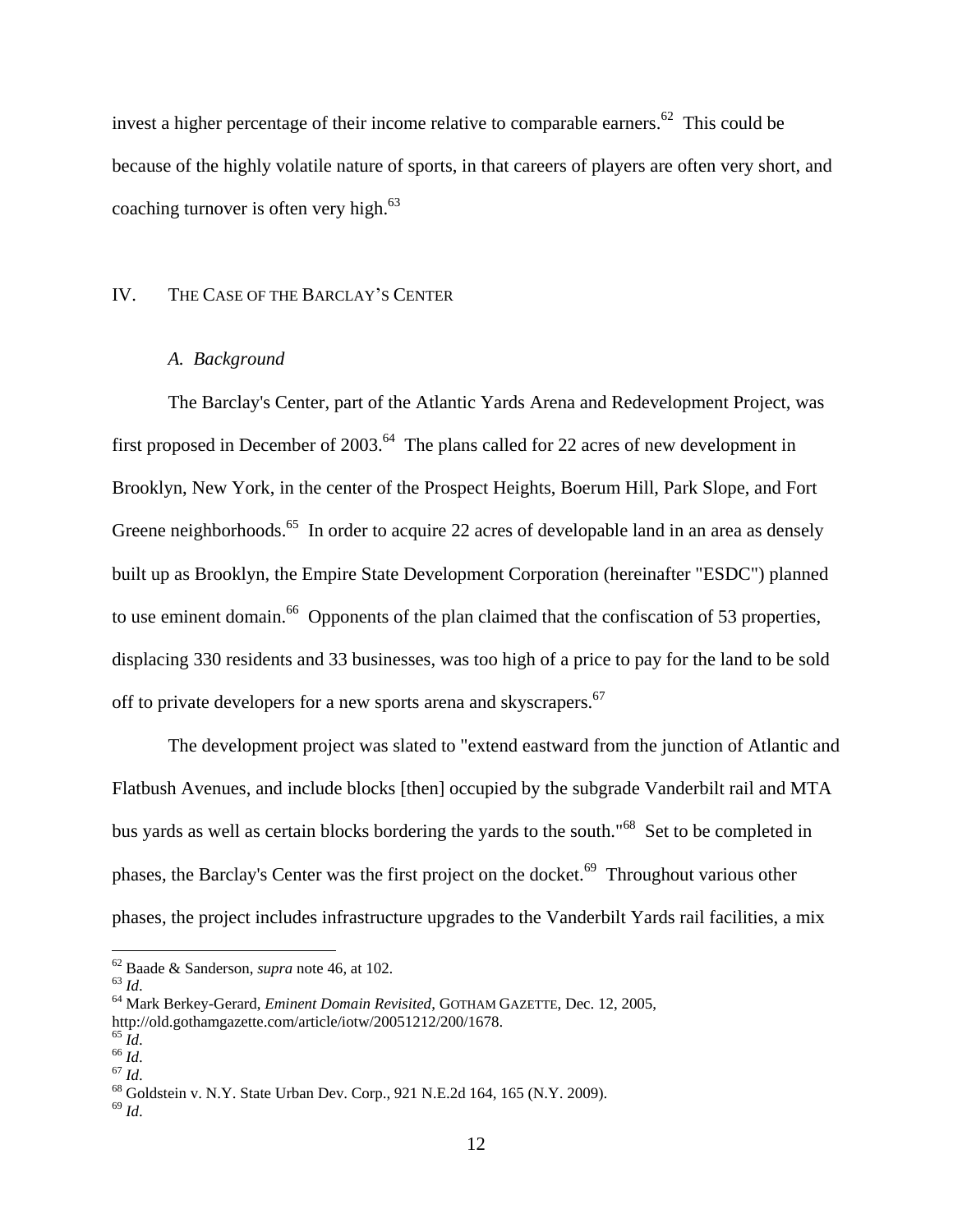invest a higher percentage of their income relative to comparable earners.[62] This could be because of the highly volatile nature of sports, in that careers of players are often very short, and coaching turnover is often very high.[63]

## IV. THE CASE OF THE BARCLAY'S CENTER

### *A. Background*

The Barclay's Center, part of the Atlantic Yards Arena and Redevelopment Project, was first proposed in December of 2003.[64] The plans called for 22 acres of new development in Brooklyn, New York, in the center of the Prospect Heights, Boerum Hill, Park Slope, and Fort Greene neighborhoods.[65] In order to acquire 22 acres of developable land in an area as densely built up as Brooklyn, the Empire State Development Corporation (hereinafter "ESDC") planned to use eminent domain.[66] Opponents of the plan claimed that the confiscation of 53 properties, displacing 330 residents and 33 businesses, was too high of a price to pay for the land to be sold off to private developers for a new sports arena and skyscrapers.[67]

The development project was slated to "extend eastward from the junction of Atlantic and Flatbush Avenues, and include blocks [then] occupied by the subgrade Vanderbilt rail and MTA bus yards as well as certain blocks bordering the yards to the south."[68] Set to be completed in phases, the Barclay's Center was the first project on the docket.[69] Throughout various other phases, the project includes infrastructure upgrades to the Vanderbilt Yards rail facilities, a mix

---

[62] Baade & Sanderson, *supra* note 46, at 102.
[63] *Id*.
[64] Mark Berkey-Gerard, *Eminent Domain Revisited*, GOTHAM GAZETTE, Dec. 12, 2005, http://old.gothamgazette.com/article/iotw/20051212/200/1678.
[65] *Id*.
[66] *Id*.
[67] *Id*.
[68] Goldstein v. N.Y. State Urban Dev. Corp., 921 N.E.2d 164, 165 (N.Y. 2009).
[69] *Id*.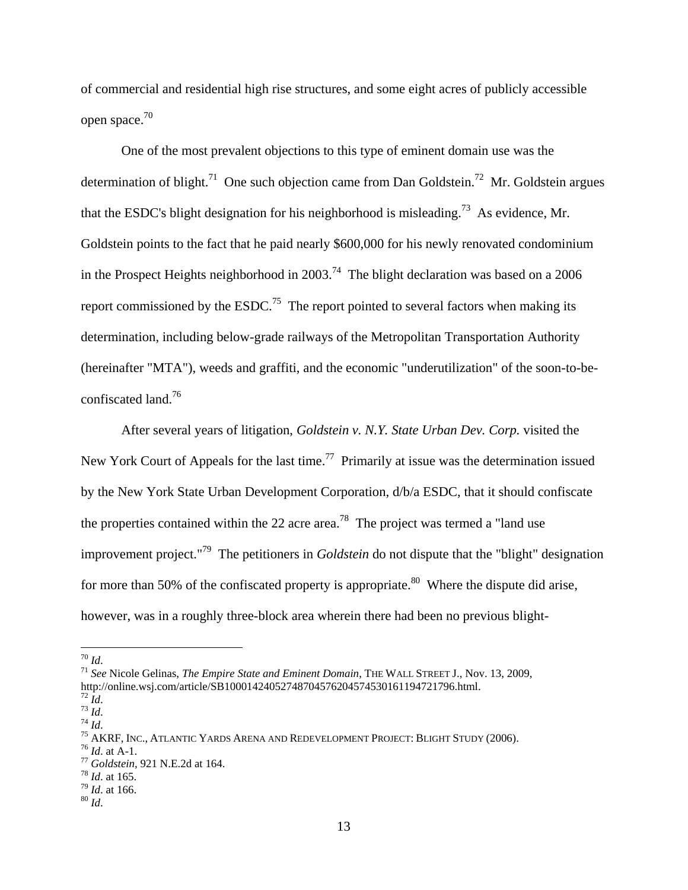of commercial and residential high rise structures, and some eight acres of publicly accessible open space.[70]

One of the most prevalent objections to this type of eminent domain use was the determination of blight.[71] One such objection came from Dan Goldstein.[72] Mr. Goldstein argues that the ESDC's blight designation for his neighborhood is misleading.[73] As evidence, Mr. Goldstein points to the fact that he paid nearly $600,000 for his newly renovated condominium in the Prospect Heights neighborhood in 2003.[74] The blight declaration was based on a 2006 report commissioned by the ESDC.[75] The report pointed to several factors when making its determination, including below-grade railways of the Metropolitan Transportation Authority (hereinafter "MTA"), weeds and graffiti, and the economic "underutilization" of the soon-to-be-confiscated land.[76]

After several years of litigation, *Goldstein v. N.Y. State Urban Dev. Corp.* visited the New York Court of Appeals for the last time.[77] Primarily at issue was the determination issued by the New York State Urban Development Corporation, d/b/a ESDC, that it should confiscate the properties contained within the 22 acre area.[78] The project was termed a "land use improvement project."[79] The petitioners in *Goldstein* do not dispute that the "blight" designation for more than 50% of the confiscated property is appropriate.[80] Where the dispute did arise, however, was in a roughly three-block area wherein there had been no previous blight-

---

[70] *Id*.
[71] *See* Nicole Gelinas, *The Empire State and Eminent Domain*, THE WALL STREET J., Nov. 13, 2009, http://online.wsj.com/article/SB10001424052748704576204574530161194721796.html.
[72] *Id*.
[73] *Id*.
[74] *Id*.
[75] AKRF, INC., ATLANTIC YARDS ARENA AND REDEVELOPMENT PROJECT: BLIGHT STUDY (2006).
[76] *Id*. at A-1.
[77] *Goldstein*, 921 N.E.2d at 164.
[78] *Id*. at 165.
[79] *Id*. at 166.
[80] *Id*.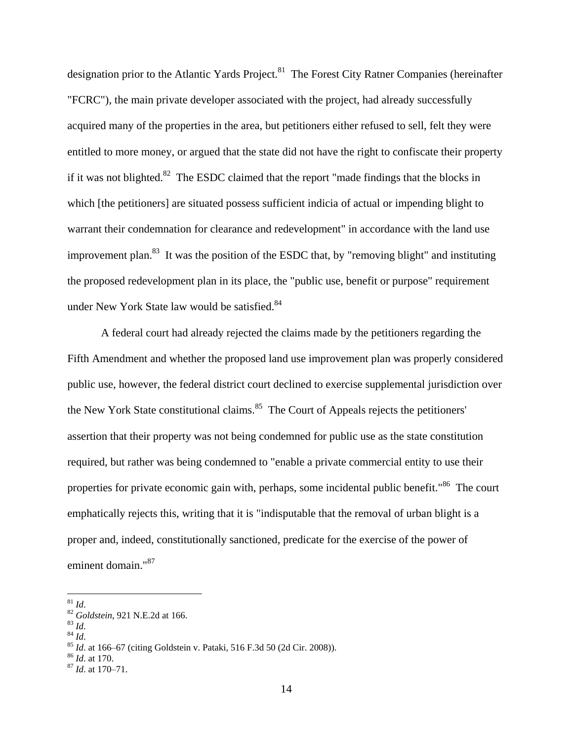designation prior to the Atlantic Yards Project.[81] The Forest City Ratner Companies (hereinafter "FCRC"), the main private developer associated with the project, had already successfully acquired many of the properties in the area, but petitioners either refused to sell, felt they were entitled to more money, or argued that the state did not have the right to confiscate their property if it was not blighted.[82] The ESDC claimed that the report "made findings that the blocks in which [the petitioners] are situated possess sufficient indicia of actual or impending blight to warrant their condemnation for clearance and redevelopment" in accordance with the land use improvement plan.[83] It was the position of the ESDC that, by "removing blight" and instituting the proposed redevelopment plan in its place, the "public use, benefit or purpose" requirement under New York State law would be satisfied.[84]

A federal court had already rejected the claims made by the petitioners regarding the Fifth Amendment and whether the proposed land use improvement plan was properly considered public use, however, the federal district court declined to exercise supplemental jurisdiction over the New York State constitutional claims.[85] The Court of Appeals rejects the petitioners' assertion that their property was not being condemned for public use as the state constitution required, but rather was being condemned to "enable a private commercial entity to use their properties for private economic gain with, perhaps, some incidental public benefit."[86] The court emphatically rejects this, writing that it is "indisputable that the removal of urban blight is a proper and, indeed, constitutionally sanctioned, predicate for the exercise of the power of eminent domain."[87]

---

[81] *Id*.
[82] *Goldstein*, 921 N.E.2d at 166.
[83] *Id*.
[84] *Id*.
[85] *Id*. at 166–67 (citing Goldstein v. Pataki, 516 F.3d 50 (2d Cir. 2008)).
[86] *Id*. at 170.
[87] *Id*. at 170–71.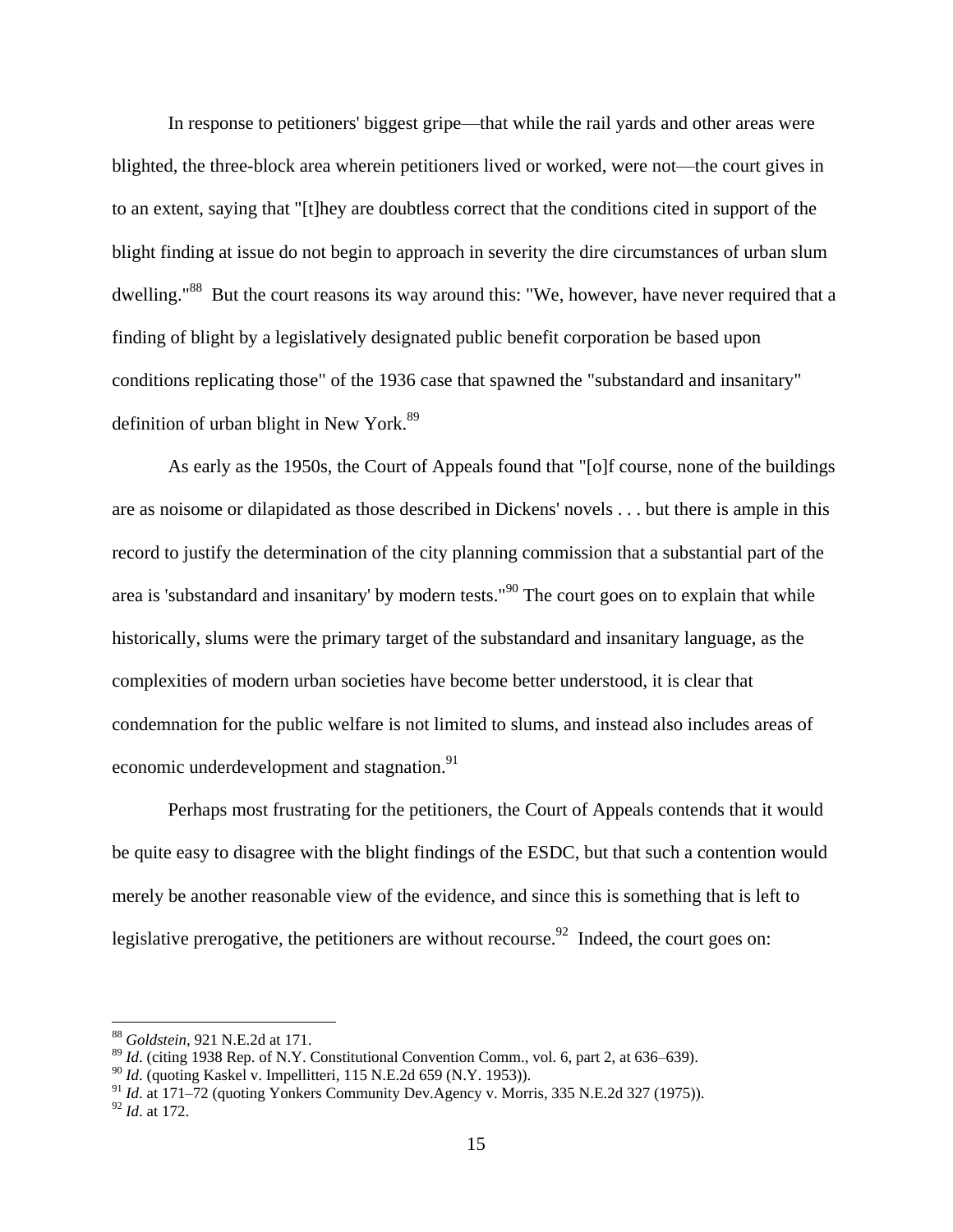In response to petitioners' biggest gripe—that while the rail yards and other areas were blighted, the three-block area wherein petitioners lived or worked, were not—the court gives in to an extent, saying that "[t]hey are doubtless correct that the conditions cited in support of the blight finding at issue do not begin to approach in severity the dire circumstances of urban slum dwelling."[88] But the court reasons its way around this: "We, however, have never required that a finding of blight by a legislatively designated public benefit corporation be based upon conditions replicating those" of the 1936 case that spawned the "substandard and insanitary" definition of urban blight in New York.[89]

As early as the 1950s, the Court of Appeals found that "[o]f course, none of the buildings are as noisome or dilapidated as those described in Dickens' novels . . . but there is ample in this record to justify the determination of the city planning commission that a substantial part of the area is 'substandard and insanitary' by modern tests."[90] The court goes on to explain that while historically, slums were the primary target of the substandard and insanitary language, as the complexities of modern urban societies have become better understood, it is clear that condemnation for the public welfare is not limited to slums, and instead also includes areas of economic underdevelopment and stagnation.[91]

Perhaps most frustrating for the petitioners, the Court of Appeals contends that it would be quite easy to disagree with the blight findings of the ESDC, but that such a contention would merely be another reasonable view of the evidence, and since this is something that is left to legislative prerogative, the petitioners are without recourse.[92] Indeed, the court goes on:

---

[88] *Goldstein*, 921 N.E.2d at 171.

[89] *Id*. (citing 1938 Rep. of N.Y. Constitutional Convention Comm., vol. 6, part 2, at 636–639).

[90] *Id*. (quoting Kaskel v. Impellitteri, 115 N.E.2d 659 (N.Y. 1953)).

[91] *Id*. at 171–72 (quoting Yonkers Community Dev.Agency v. Morris, 335 N.E.2d 327 (1975)).

[92] *Id*. at 172.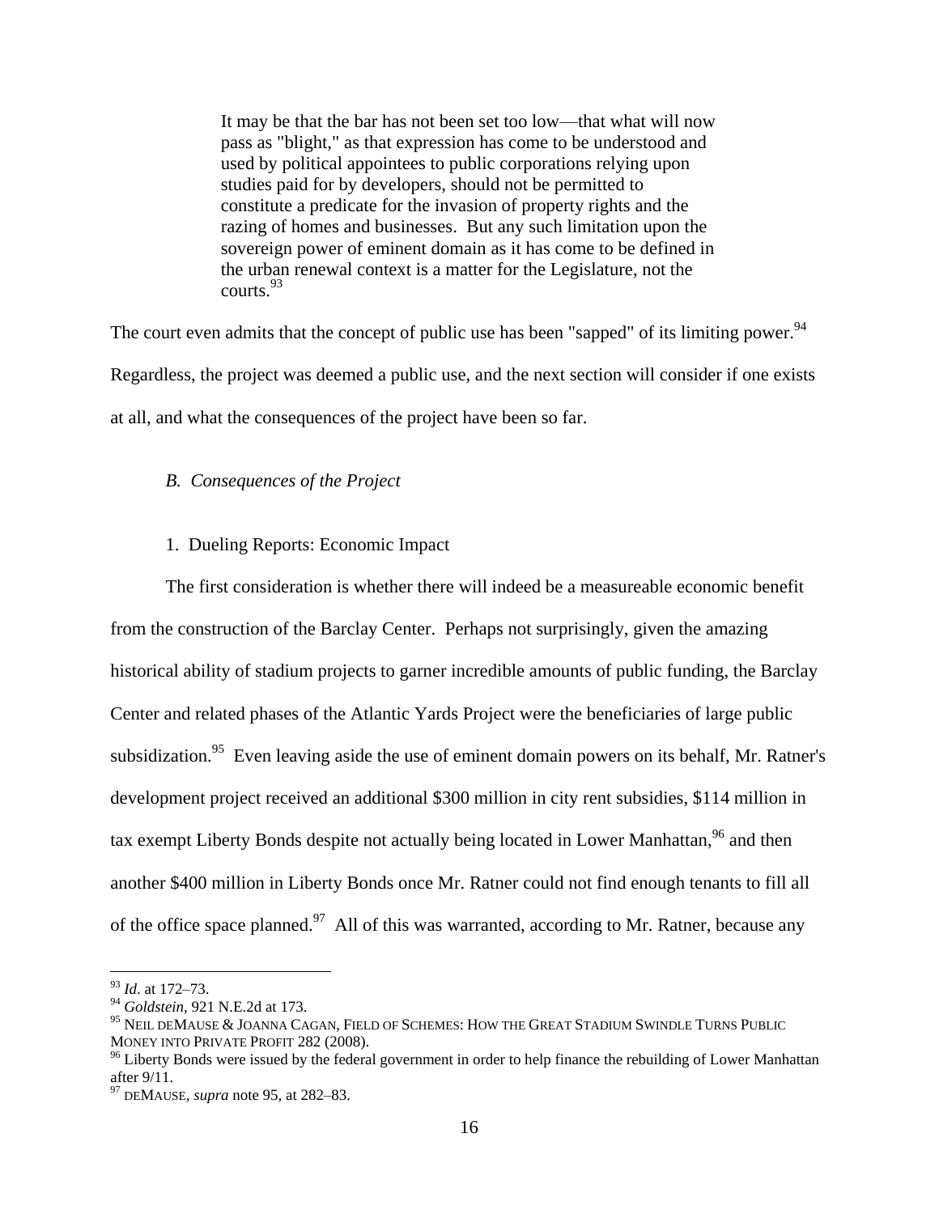> It may be that the bar has not been set too low—that what will now pass as "blight," as that expression has come to be understood and used by political appointees to public corporations relying upon studies paid for by developers, should not be permitted to constitute a predicate for the invasion of property rights and the razing of homes and businesses. But any such limitation upon the sovereign power of eminent domain as it has come to be defined in the urban renewal context is a matter for the Legislature, not the courts.[93]

The court even admits that the concept of public use has been "sapped" of its limiting power.[94] Regardless, the project was deemed a public use, and the next section will consider if one exists at all, and what the consequences of the project have been so far.

### *B. Consequences of the Project*

#### 1. Dueling Reports: Economic Impact

The first consideration is whether there will indeed be a measureable economic benefit from the construction of the Barclay Center. Perhaps not surprisingly, given the amazing historical ability of stadium projects to garner incredible amounts of public funding, the Barclay Center and related phases of the Atlantic Yards Project were the beneficiaries of large public subsidization.[95] Even leaving aside the use of eminent domain powers on its behalf, Mr. Ratner's development project received an additional \$300 million in city rent subsidies, \$114 million in tax exempt Liberty Bonds despite not actually being located in Lower Manhattan,[96] and then another \$400 million in Liberty Bonds once Mr. Ratner could not find enough tenants to fill all of the office space planned.[97] All of this was warranted, according to Mr. Ratner, because any

---

[93] *Id*. at 172–73.

[94] *Goldstein*, 921 N.E.2d at 173.

[95] NEIL DEMAUSE & JOANNA CAGAN, FIELD OF SCHEMES: HOW THE GREAT STADIUM SWINDLE TURNS PUBLIC MONEY INTO PRIVATE PROFIT 282 (2008).

[96] Liberty Bonds were issued by the federal government in order to help finance the rebuilding of Lower Manhattan after 9/11.

[97] DEMAUSE, *supra* note 95, at 282–83.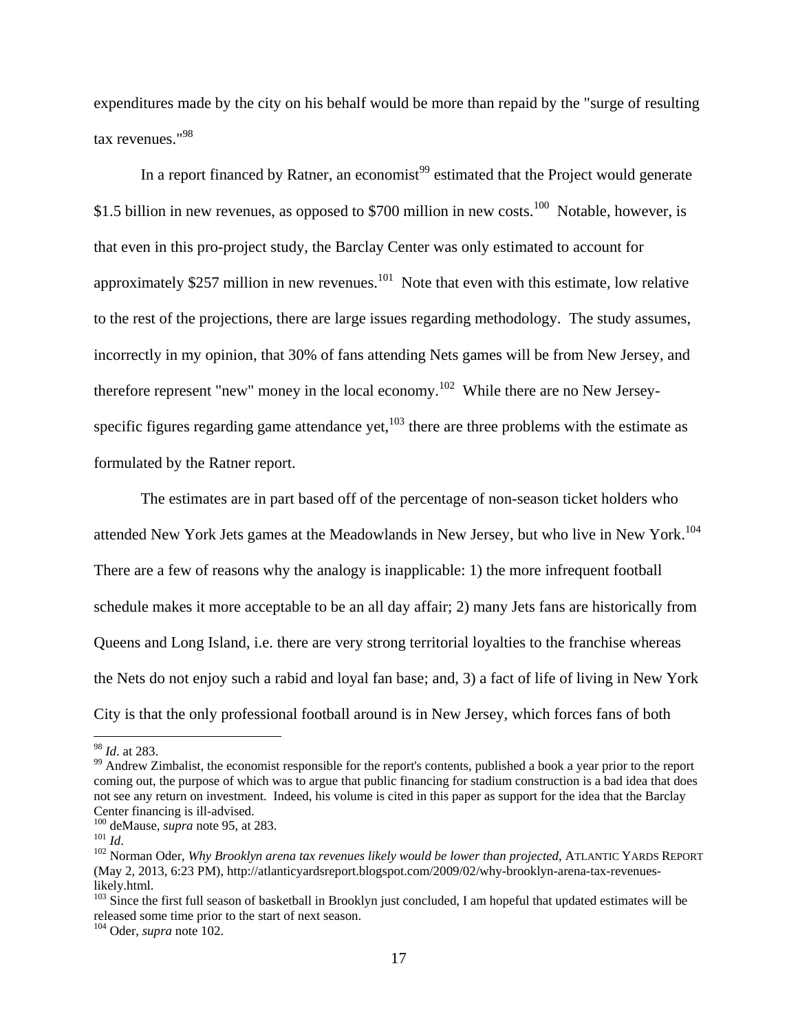expenditures made by the city on his behalf would be more than repaid by the "surge of resulting tax revenues."[98]

In a report financed by Ratner, an economist[99] estimated that the Project would generate $1.5 billion in new revenues, as opposed to $700 million in new costs.[100] Notable, however, is that even in this pro-project study, the Barclay Center was only estimated to account for approximately $257 million in new revenues.[101] Note that even with this estimate, low relative to the rest of the projections, there are large issues regarding methodology. The study assumes, incorrectly in my opinion, that 30% of fans attending Nets games will be from New Jersey, and therefore represent "new" money in the local economy.[102] While there are no New Jersey-specific figures regarding game attendance yet,[103] there are three problems with the estimate as formulated by the Ratner report.

The estimates are in part based off of the percentage of non-season ticket holders who attended New York Jets games at the Meadowlands in New Jersey, but who live in New York.[104] There are a few of reasons why the analogy is inapplicable: 1) the more infrequent football schedule makes it more acceptable to be an all day affair; 2) many Jets fans are historically from Queens and Long Island, i.e. there are very strong territorial loyalties to the franchise whereas the Nets do not enjoy such a rabid and loyal fan base; and, 3) a fact of life of living in New York City is that the only professional football around is in New Jersey, which forces fans of both

---

[98] *Id*. at 283.

[99] Andrew Zimbalist, the economist responsible for the report's contents, published a book a year prior to the report coming out, the purpose of which was to argue that public financing for stadium construction is a bad idea that does not see any return on investment. Indeed, his volume is cited in this paper as support for the idea that the Barclay Center financing is ill-advised.

[100] deMause, *supra* note 95, at 283.

[101] *Id*.

[102] Norman Oder, *Why Brooklyn arena tax revenues likely would be lower than projected*, ATLANTIC YARDS REPORT (May 2, 2013, 6:23 PM), http://atlanticyardsreport.blogspot.com/2009/02/why-brooklyn-arena-tax-revenues-likely.html.

[103] Since the first full season of basketball in Brooklyn just concluded, I am hopeful that updated estimates will be released some time prior to the start of next season.

[104] Oder, *supra* note 102.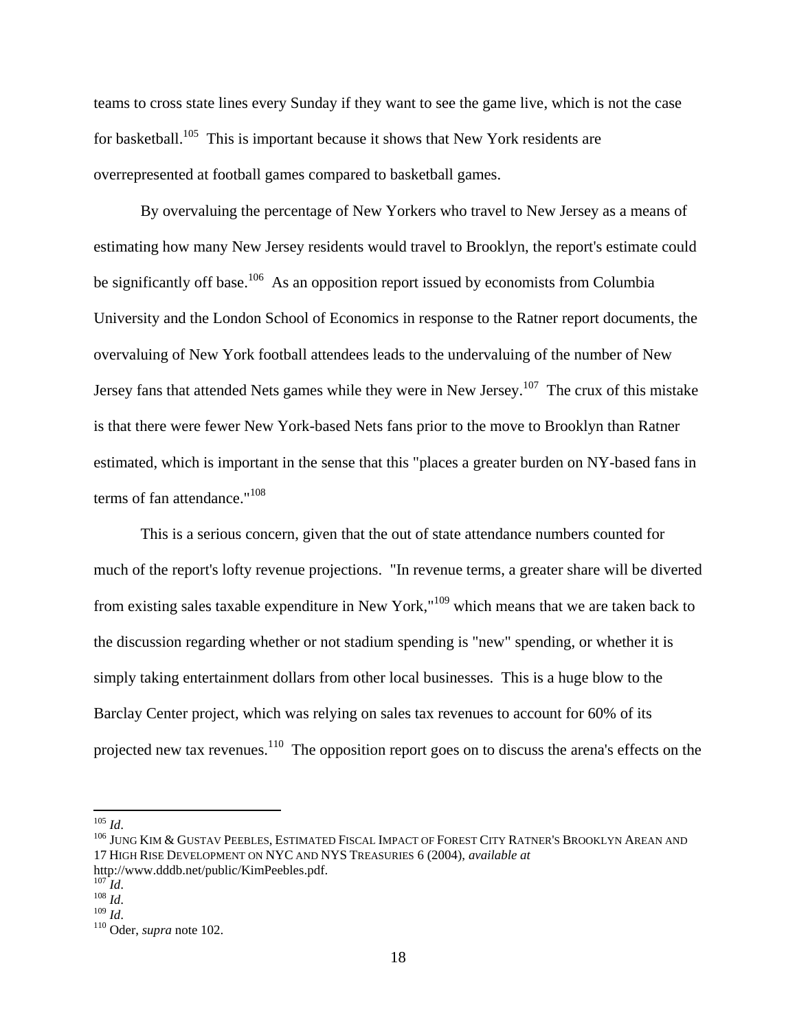teams to cross state lines every Sunday if they want to see the game live, which is not the case for basketball.[105] This is important because it shows that New York residents are overrepresented at football games compared to basketball games.

By overvaluing the percentage of New Yorkers who travel to New Jersey as a means of estimating how many New Jersey residents would travel to Brooklyn, the report's estimate could be significantly off base.[106] As an opposition report issued by economists from Columbia University and the London School of Economics in response to the Ratner report documents, the overvaluing of New York football attendees leads to the undervaluing of the number of New Jersey fans that attended Nets games while they were in New Jersey.[107] The crux of this mistake is that there were fewer New York-based Nets fans prior to the move to Brooklyn than Ratner estimated, which is important in the sense that this "places a greater burden on NY-based fans in terms of fan attendance."[108]

This is a serious concern, given that the out of state attendance numbers counted for much of the report's lofty revenue projections. "In revenue terms, a greater share will be diverted from existing sales taxable expenditure in New York,"[109] which means that we are taken back to the discussion regarding whether or not stadium spending is "new" spending, or whether it is simply taking entertainment dollars from other local businesses. This is a huge blow to the Barclay Center project, which was relying on sales tax revenues to account for 60% of its projected new tax revenues.[110] The opposition report goes on to discuss the arena's effects on the

---

[105] *Id*.

[106] JUNG KIM & GUSTAV PEEBLES, ESTIMATED FISCAL IMPACT OF FOREST CITY RATNER'S BROOKLYN AREAN AND 17 HIGH RISE DEVELOPMENT ON NYC AND NYS TREASURIES 6 (2004), *available at* http://www.dddb.net/public/KimPeebles.pdf.

[107] *Id*.

[108] *Id*.

[109] *Id*.

[110] Oder, *supra* note 102.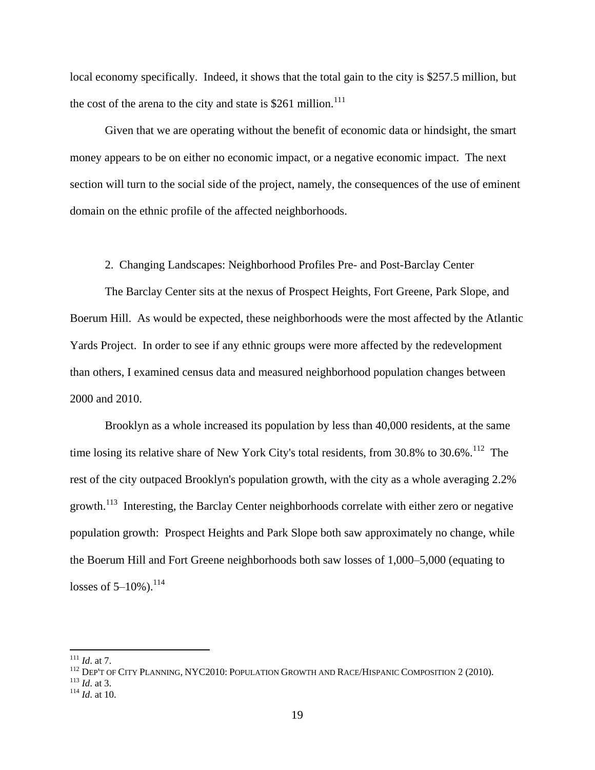local economy specifically. Indeed, it shows that the total gain to the city is $257.5 million, but the cost of the arena to the city and state is $261 million.[111]

Given that we are operating without the benefit of economic data or hindsight, the smart money appears to be on either no economic impact, or a negative economic impact. The next section will turn to the social side of the project, namely, the consequences of the use of eminent domain on the ethnic profile of the affected neighborhoods.

### 2. Changing Landscapes: Neighborhood Profiles Pre- and Post-Barclay Center

The Barclay Center sits at the nexus of Prospect Heights, Fort Greene, Park Slope, and Boerum Hill. As would be expected, these neighborhoods were the most affected by the Atlantic Yards Project. In order to see if any ethnic groups were more affected by the redevelopment than others, I examined census data and measured neighborhood population changes between 2000 and 2010.

Brooklyn as a whole increased its population by less than 40,000 residents, at the same time losing its relative share of New York City's total residents, from 30.8% to 30.6%.[112] The rest of the city outpaced Brooklyn's population growth, with the city as a whole averaging 2.2% growth.[113] Interesting, the Barclay Center neighborhoods correlate with either zero or negative population growth: Prospect Heights and Park Slope both saw approximately no change, while the Boerum Hill and Fort Greene neighborhoods both saw losses of 1,000–5,000 (equating to losses of 5–10%).[114]

---

[111] *Id*. at 7.
[112] DEP'T OF CITY PLANNING, NYC2010: POPULATION GROWTH AND RACE/HISPANIC COMPOSITION 2 (2010).
[113] *Id*. at 3.
[114] *Id*. at 10.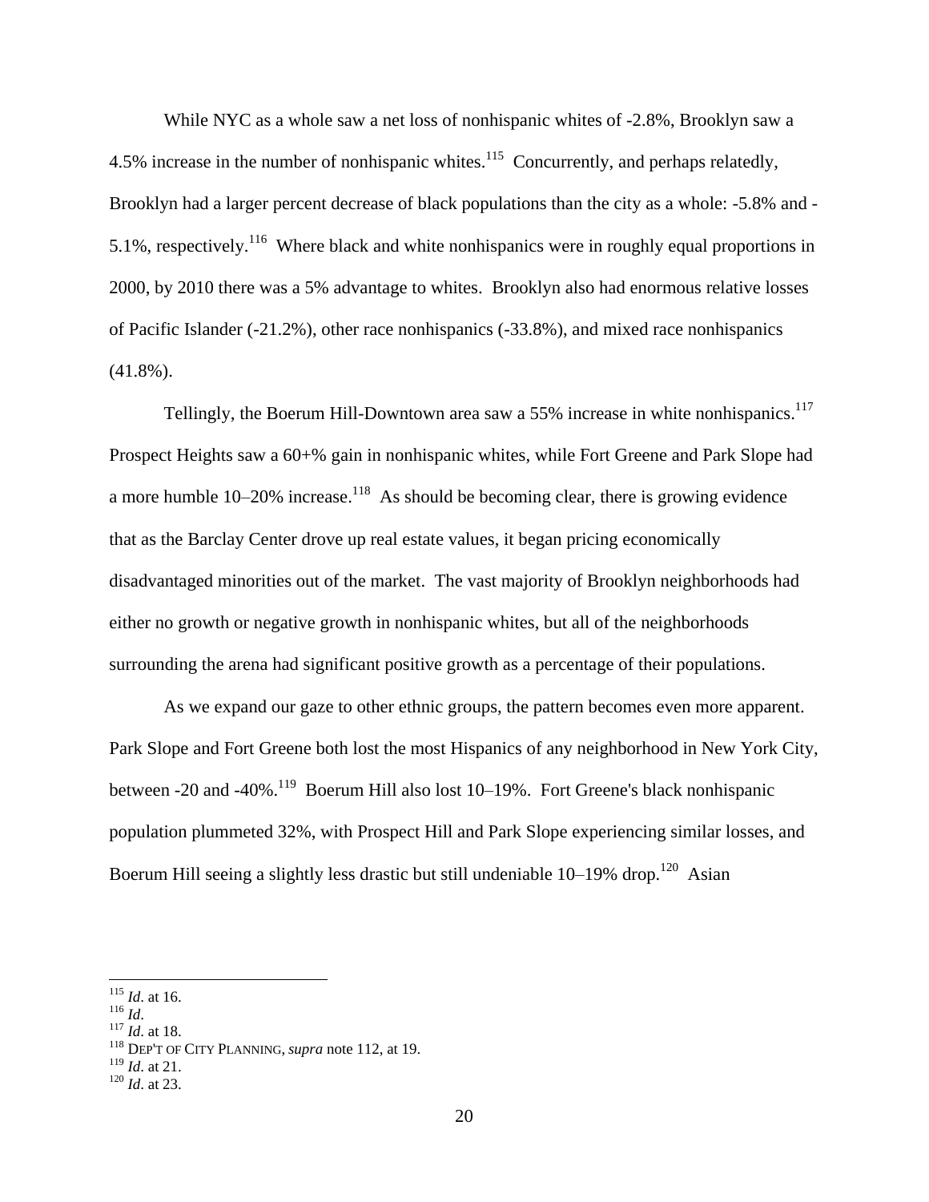While NYC as a whole saw a net loss of nonhispanic whites of -2.8%, Brooklyn saw a 4.5% increase in the number of nonhispanic whites.[115] Concurrently, and perhaps relatedly, Brooklyn had a larger percent decrease of black populations than the city as a whole: -5.8% and -5.1%, respectively.[116] Where black and white nonhispanics were in roughly equal proportions in 2000, by 2010 there was a 5% advantage to whites. Brooklyn also had enormous relative losses of Pacific Islander (-21.2%), other race nonhispanics (-33.8%), and mixed race nonhispanics (41.8%).

Tellingly, the Boerum Hill-Downtown area saw a 55% increase in white nonhispanics.[117] Prospect Heights saw a 60+% gain in nonhispanic whites, while Fort Greene and Park Slope had a more humble 10–20% increase.[118] As should be becoming clear, there is growing evidence that as the Barclay Center drove up real estate values, it began pricing economically disadvantaged minorities out of the market. The vast majority of Brooklyn neighborhoods had either no growth or negative growth in nonhispanic whites, but all of the neighborhoods surrounding the arena had significant positive growth as a percentage of their populations.

As we expand our gaze to other ethnic groups, the pattern becomes even more apparent. Park Slope and Fort Greene both lost the most Hispanics of any neighborhood in New York City, between -20 and -40%.[119] Boerum Hill also lost 10–19%. Fort Greene's black nonhispanic population plummeted 32%, with Prospect Hill and Park Slope experiencing similar losses, and Boerum Hill seeing a slightly less drastic but still undeniable 10–19% drop.[120] Asian

---

[115] *Id*. at 16.
[116] *Id*.
[117] *Id*. at 18.
[118] DEP'T OF CITY PLANNING, *supra* note 112, at 19.
[119] *Id*. at 21.
[120] *Id*. at 23.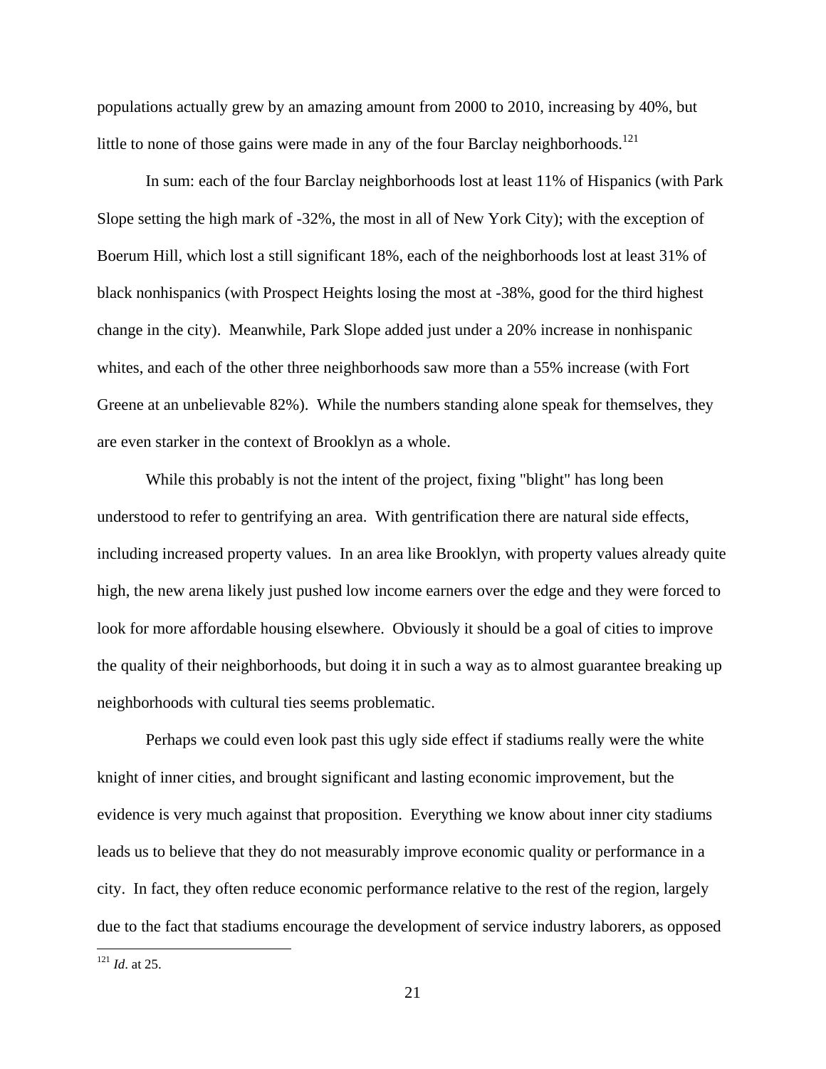populations actually grew by an amazing amount from 2000 to 2010, increasing by 40%, but little to none of those gains were made in any of the four Barclay neighborhoods.[121]

In sum: each of the four Barclay neighborhoods lost at least 11% of Hispanics (with Park Slope setting the high mark of -32%, the most in all of New York City); with the exception of Boerum Hill, which lost a still significant 18%, each of the neighborhoods lost at least 31% of black nonhispanics (with Prospect Heights losing the most at -38%, good for the third highest change in the city). Meanwhile, Park Slope added just under a 20% increase in nonhispanic whites, and each of the other three neighborhoods saw more than a 55% increase (with Fort Greene at an unbelievable 82%). While the numbers standing alone speak for themselves, they are even starker in the context of Brooklyn as a whole.

While this probably is not the intent of the project, fixing "blight" has long been understood to refer to gentrifying an area. With gentrification there are natural side effects, including increased property values. In an area like Brooklyn, with property values already quite high, the new arena likely just pushed low income earners over the edge and they were forced to look for more affordable housing elsewhere. Obviously it should be a goal of cities to improve the quality of their neighborhoods, but doing it in such a way as to almost guarantee breaking up neighborhoods with cultural ties seems problematic.

Perhaps we could even look past this ugly side effect if stadiums really were the white knight of inner cities, and brought significant and lasting economic improvement, but the evidence is very much against that proposition. Everything we know about inner city stadiums leads us to believe that they do not measurably improve economic quality or performance in a city. In fact, they often reduce economic performance relative to the rest of the region, largely due to the fact that stadiums encourage the development of service industry laborers, as opposed

[121] *Id*. at 25.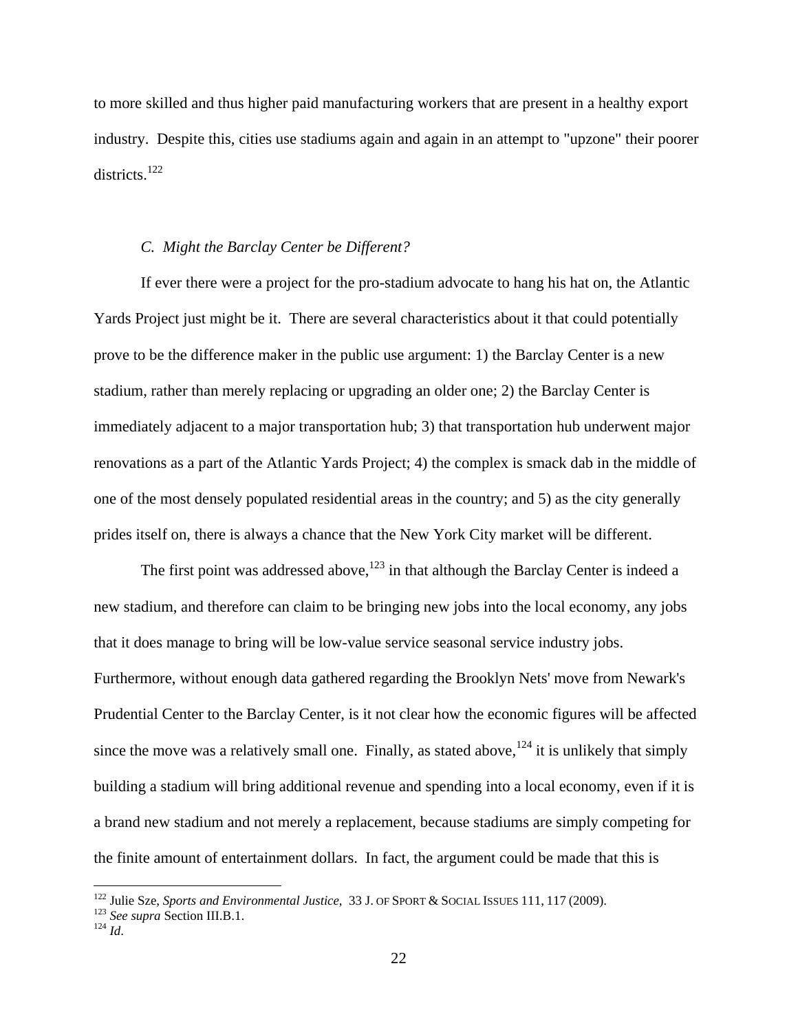to more skilled and thus higher paid manufacturing workers that are present in a healthy export industry. Despite this, cities use stadiums again and again in an attempt to "upzone" their poorer districts.[122]

### *C. Might the Barclay Center be Different?*

If ever there were a project for the pro-stadium advocate to hang his hat on, the Atlantic Yards Project just might be it. There are several characteristics about it that could potentially prove to be the difference maker in the public use argument: 1) the Barclay Center is a new stadium, rather than merely replacing or upgrading an older one; 2) the Barclay Center is immediately adjacent to a major transportation hub; 3) that transportation hub underwent major renovations as a part of the Atlantic Yards Project; 4) the complex is smack dab in the middle of one of the most densely populated residential areas in the country; and 5) as the city generally prides itself on, there is always a chance that the New York City market will be different.

The first point was addressed above,[123] in that although the Barclay Center is indeed a new stadium, and therefore can claim to be bringing new jobs into the local economy, any jobs that it does manage to bring will be low-value service seasonal service industry jobs. Furthermore, without enough data gathered regarding the Brooklyn Nets' move from Newark's Prudential Center to the Barclay Center, is it not clear how the economic figures will be affected since the move was a relatively small one. Finally, as stated above,[124] it is unlikely that simply building a stadium will bring additional revenue and spending into a local economy, even if it is a brand new stadium and not merely a replacement, because stadiums are simply competing for the finite amount of entertainment dollars. In fact, the argument could be made that this is

---

[122] Julie Sze, *Sports and Environmental Justice*, 33 J. OF SPORT & SOCIAL ISSUES 111, 117 (2009).
[123] *See supra* Section III.B.1.
[124] *Id*.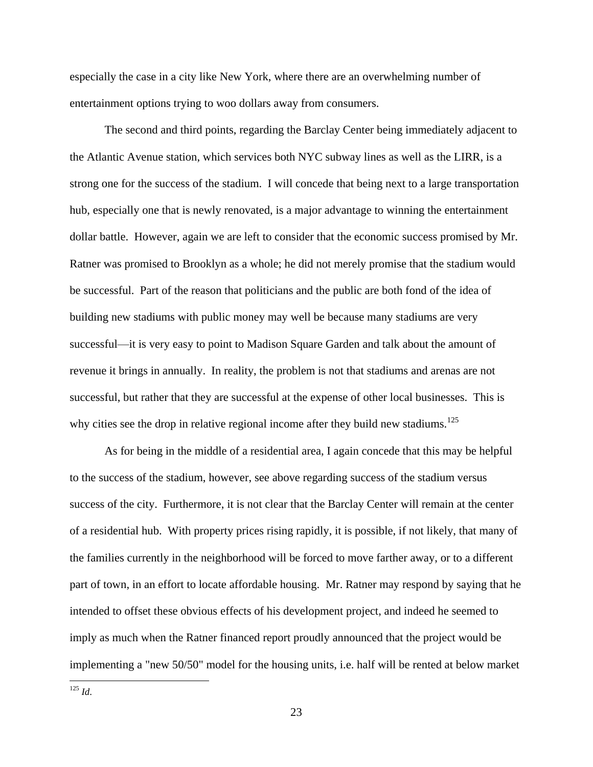especially the case in a city like New York, where there are an overwhelming number of entertainment options trying to woo dollars away from consumers.

The second and third points, regarding the Barclay Center being immediately adjacent to the Atlantic Avenue station, which services both NYC subway lines as well as the LIRR, is a strong one for the success of the stadium. I will concede that being next to a large transportation hub, especially one that is newly renovated, is a major advantage to winning the entertainment dollar battle. However, again we are left to consider that the economic success promised by Mr. Ratner was promised to Brooklyn as a whole; he did not merely promise that the stadium would be successful. Part of the reason that politicians and the public are both fond of the idea of building new stadiums with public money may well be because many stadiums are very successful—it is very easy to point to Madison Square Garden and talk about the amount of revenue it brings in annually. In reality, the problem is not that stadiums and arenas are not successful, but rather that they are successful at the expense of other local businesses. This is why cities see the drop in relative regional income after they build new stadiums.[125]

As for being in the middle of a residential area, I again concede that this may be helpful to the success of the stadium, however, see above regarding success of the stadium versus success of the city. Furthermore, it is not clear that the Barclay Center will remain at the center of a residential hub. With property prices rising rapidly, it is possible, if not likely, that many of the families currently in the neighborhood will be forced to move farther away, or to a different part of town, in an effort to locate affordable housing. Mr. Ratner may respond by saying that he intended to offset these obvious effects of his development project, and indeed he seemed to imply as much when the Ratner financed report proudly announced that the project would be implementing a "new 50/50" model for the housing units, i.e. half will be rented at below market

---

[125] *Id.*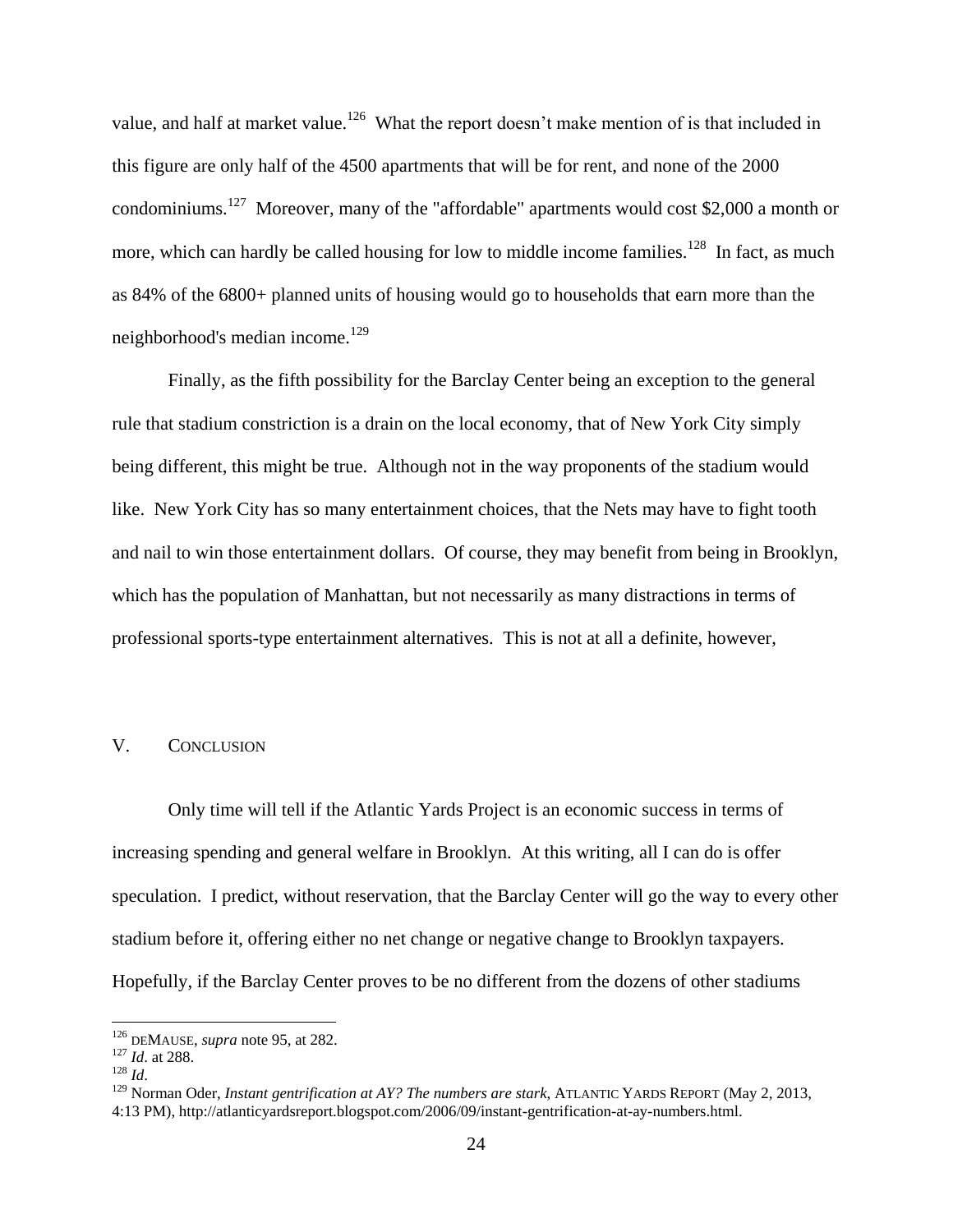value, and half at market value.[126] What the report doesn't make mention of is that included in this figure are only half of the 4500 apartments that will be for rent, and none of the 2000 condominiums.[127] Moreover, many of the "affordable" apartments would cost $2,000 a month or more, which can hardly be called housing for low to middle income families.[128] In fact, as much as 84% of the 6800+ planned units of housing would go to households that earn more than the neighborhood's median income.[129]

Finally, as the fifth possibility for the Barclay Center being an exception to the general rule that stadium constriction is a drain on the local economy, that of New York City simply being different, this might be true. Although not in the way proponents of the stadium would like. New York City has so many entertainment choices, that the Nets may have to fight tooth and nail to win those entertainment dollars. Of course, they may benefit from being in Brooklyn, which has the population of Manhattan, but not necessarily as many distractions in terms of professional sports-type entertainment alternatives. This is not at all a definite, however,

## V. Conclusion

Only time will tell if the Atlantic Yards Project is an economic success in terms of increasing spending and general welfare in Brooklyn. At this writing, all I can do is offer speculation. I predict, without reservation, that the Barclay Center will go the way to every other stadium before it, offering either no net change or negative change to Brooklyn taxpayers. Hopefully, if the Barclay Center proves to be no different from the dozens of other stadiums

---

[126] DEMAUSE, *supra* note 95, at 282.
[127] *Id*. at 288.
[128] *Id*.
[129] Norman Oder, *Instant gentrification at AY? The numbers are stark*, ATLANTIC YARDS REPORT (May 2, 2013, 4:13 PM), http://atlanticyardsreport.blogspot.com/2006/09/instant-gentrification-at-ay-numbers.html.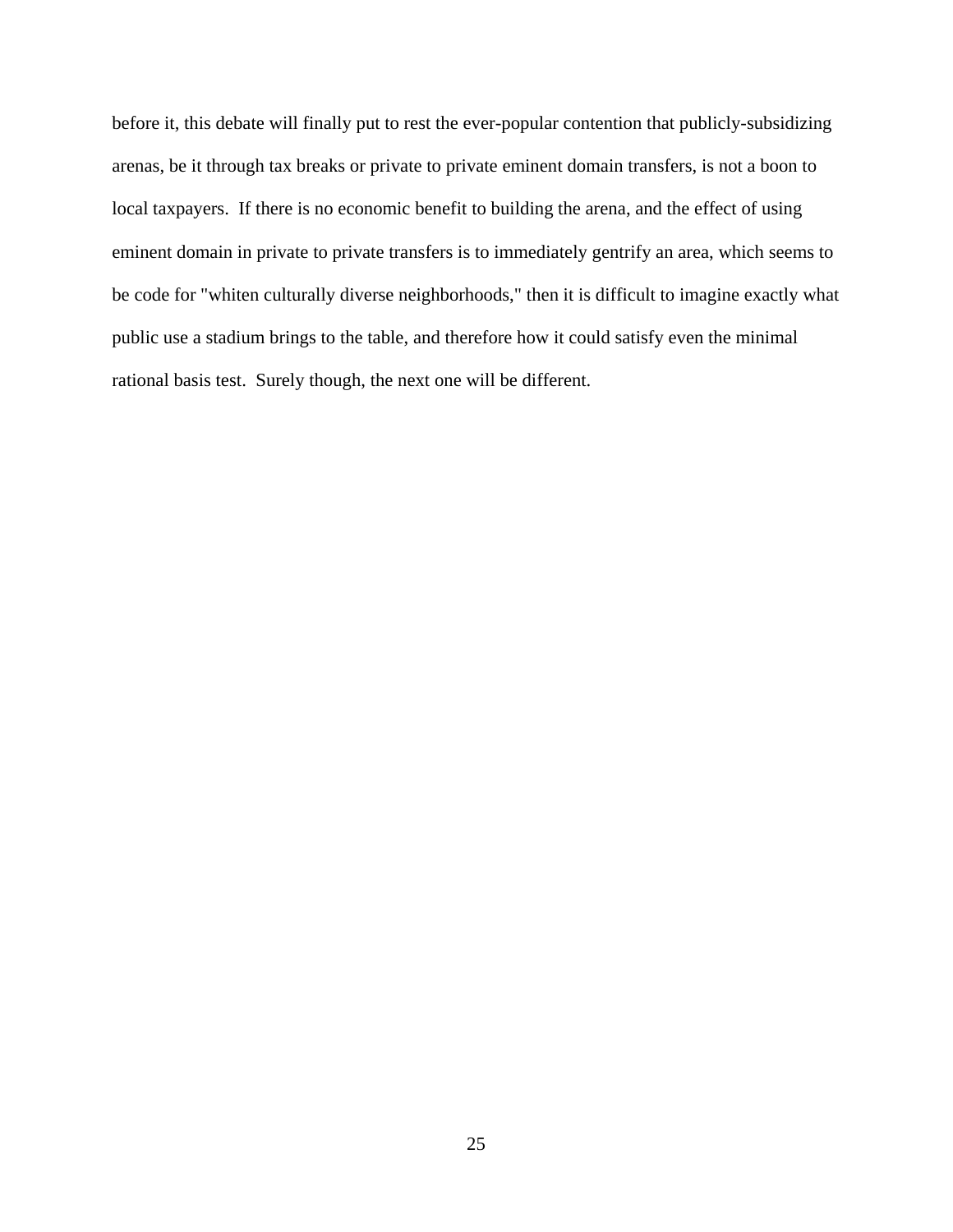before it, this debate will finally put to rest the ever-popular contention that publicly-subsidizing arenas, be it through tax breaks or private to private eminent domain transfers, is not a boon to local taxpayers. If there is no economic benefit to building the arena, and the effect of using eminent domain in private to private transfers is to immediately gentrify an area, which seems to be code for "whiten culturally diverse neighborhoods," then it is difficult to imagine exactly what public use a stadium brings to the table, and therefore how it could satisfy even the minimal rational basis test. Surely though, the next one will be different.